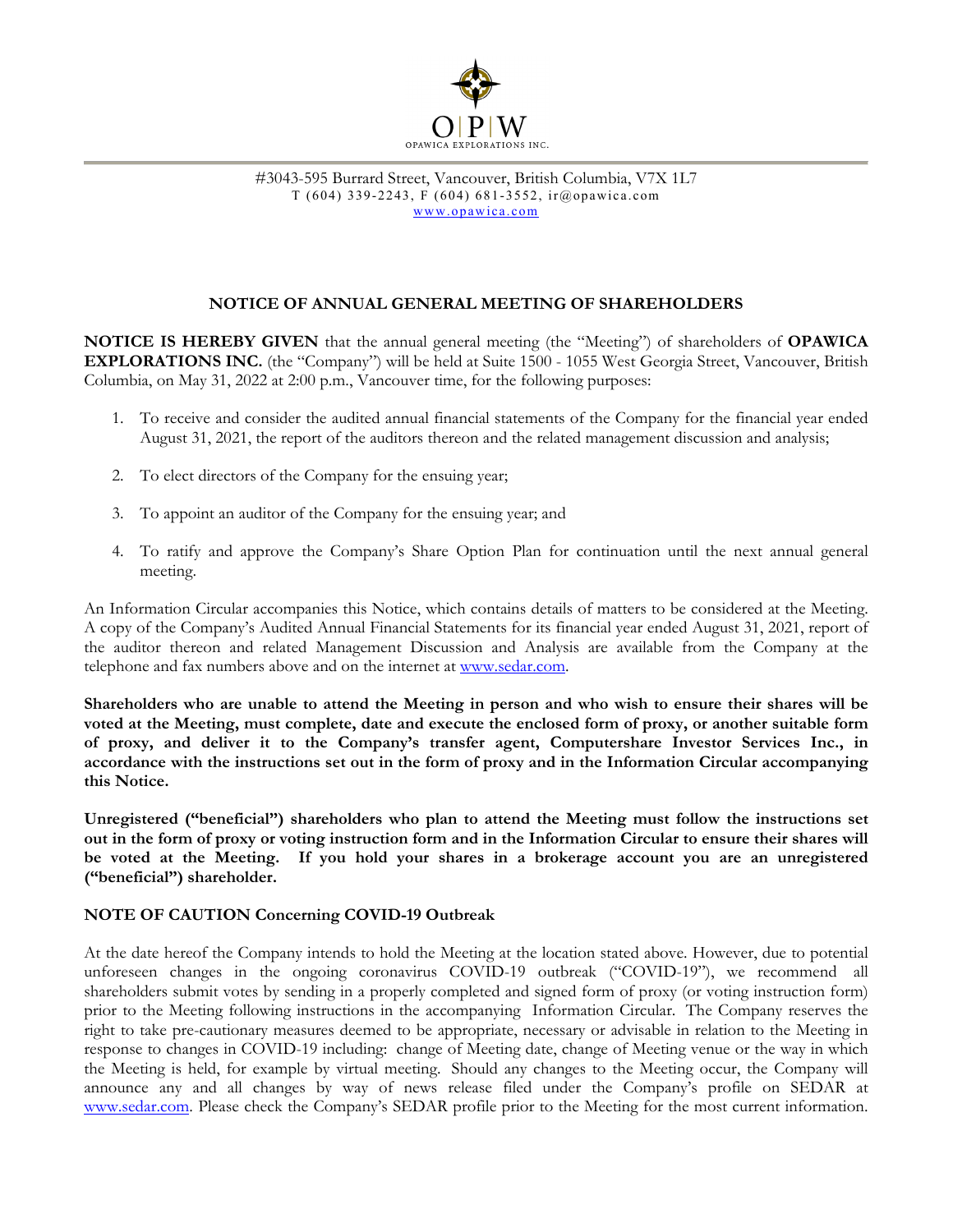O|P|W
OPAWICA EXPLORATIONS INC.

#3043-595 Burrard Street, Vancouver, British Columbia, V7X 1L7
T (604) 339-2243, F (604) 681-3552, ir@opawica.com
www.opawica.com

## NOTICE OF ANNUAL GENERAL MEETING OF SHAREHOLDERS

**NOTICE IS HEREBY GIVEN** that the annual general meeting (the "Meeting") of shareholders of **OPAWICA EXPLORATIONS INC.** (the "Company") will be held at Suite 1500 - 1055 West Georgia Street, Vancouver, British Columbia, on May 31, 2022 at 2:00 p.m., Vancouver time, for the following purposes:

1. To receive and consider the audited annual financial statements of the Company for the financial year ended August 31, 2021, the report of the auditors thereon and the related management discussion and analysis;
2. To elect directors of the Company for the ensuing year;
3. To appoint an auditor of the Company for the ensuing year; and
4. To ratify and approve the Company's Share Option Plan for continuation until the next annual general meeting.

An Information Circular accompanies this Notice, which contains details of matters to be considered at the Meeting. A copy of the Company's Audited Annual Financial Statements for its financial year ended August 31, 2021, report of the auditor thereon and related Management Discussion and Analysis are available from the Company at the telephone and fax numbers above and on the internet at www.sedar.com.

**Shareholders who are unable to attend the Meeting in person and who wish to ensure their shares will be voted at the Meeting, must complete, date and execute the enclosed form of proxy, or another suitable form of proxy, and deliver it to the Company's transfer agent, Computershare Investor Services Inc., in accordance with the instructions set out in the form of proxy and in the Information Circular accompanying this Notice.**

**Unregistered ("beneficial") shareholders who plan to attend the Meeting must follow the instructions set out in the form of proxy or voting instruction form and in the Information Circular to ensure their shares will be voted at the Meeting. If you hold your shares in a brokerage account you are an unregistered ("beneficial") shareholder.**

### NOTE OF CAUTION Concerning COVID-19 Outbreak

At the date hereof the Company intends to hold the Meeting at the location stated above. However, due to potential unforeseen changes in the ongoing coronavirus COVID-19 outbreak ("COVID-19"), we recommend all shareholders submit votes by sending in a properly completed and signed form of proxy (or voting instruction form) prior to the Meeting following instructions in the accompanying Information Circular. The Company reserves the right to take pre-cautionary measures deemed to be appropriate, necessary or advisable in relation to the Meeting in response to changes in COVID-19 including: change of Meeting date, change of Meeting venue or the way in which the Meeting is held, for example by virtual meeting. Should any changes to the Meeting occur, the Company will announce any and all changes by way of news release filed under the Company's profile on SEDAR at www.sedar.com. Please check the Company's SEDAR profile prior to the Meeting for the most current information.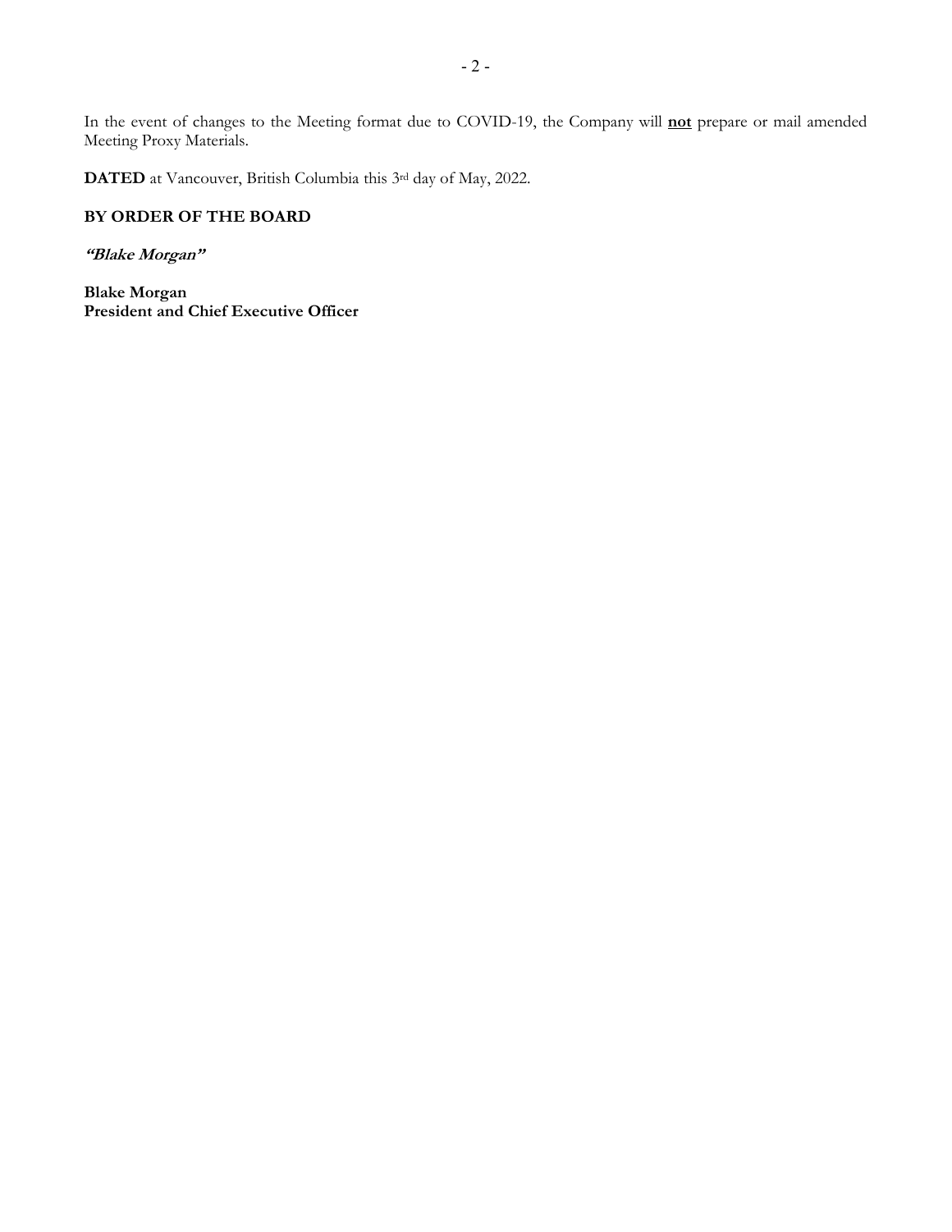In the event of changes to the Meeting format due to COVID-19, the Company will **<u>not</u>** prepare or mail amended Meeting Proxy Materials.

**DATED** at Vancouver, British Columbia this 3rd day of May, 2022.

**BY ORDER OF THE BOARD**

***"Blake Morgan"***

**Blake Morgan**
**President and Chief Executive Officer**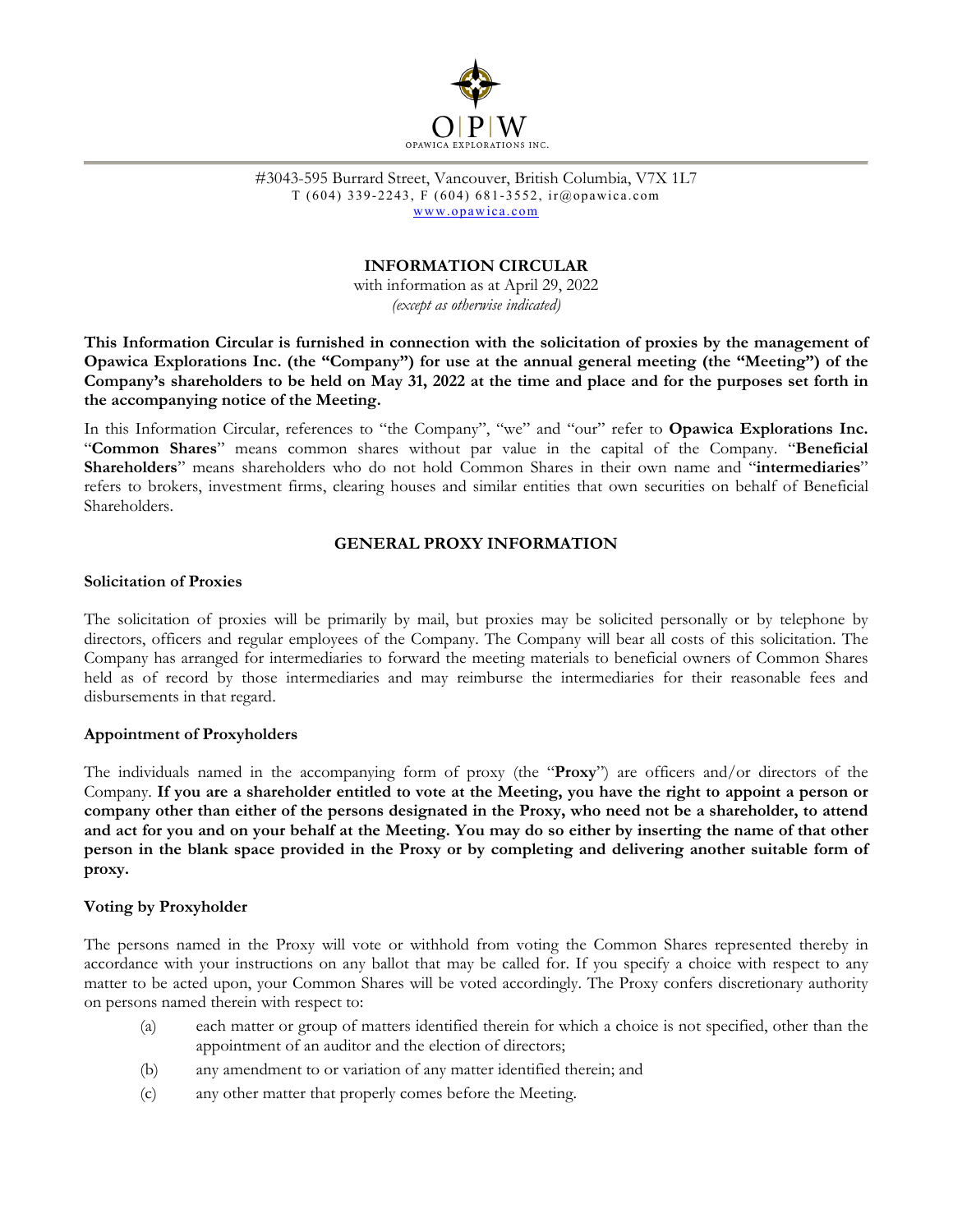O|P|W
OPAWICA EXPLORATIONS INC.

#3043-595 Burrard Street, Vancouver, British Columbia, V7X 1L7
T (604) 339-2243, F (604) 681-3552, ir@opawica.com
www.opawica.com

# INFORMATION CIRCULAR

with information as at April 29, 2022
*(except as otherwise indicated)*

**This Information Circular is furnished in connection with the solicitation of proxies by the management of Opawica Explorations Inc. (the "Company") for use at the annual general meeting (the "Meeting") of the Company's shareholders to be held on May 31, 2022 at the time and place and for the purposes set forth in the accompanying notice of the Meeting.**

In this Information Circular, references to "the Company", "we" and "our" refer to **Opawica Explorations Inc.** "**Common Shares**" means common shares without par value in the capital of the Company. "**Beneficial Shareholders**" means shareholders who do not hold Common Shares in their own name and "**intermediaries**" refers to brokers, investment firms, clearing houses and similar entities that own securities on behalf of Beneficial Shareholders.

## GENERAL PROXY INFORMATION

### Solicitation of Proxies

The solicitation of proxies will be primarily by mail, but proxies may be solicited personally or by telephone by directors, officers and regular employees of the Company. The Company will bear all costs of this solicitation. The Company has arranged for intermediaries to forward the meeting materials to beneficial owners of Common Shares held as of record by those intermediaries and may reimburse the intermediaries for their reasonable fees and disbursements in that regard.

### Appointment of Proxyholders

The individuals named in the accompanying form of proxy (the "**Proxy**") are officers and/or directors of the Company. **If you are a shareholder entitled to vote at the Meeting, you have the right to appoint a person or company other than either of the persons designated in the Proxy, who need not be a shareholder, to attend and act for you and on your behalf at the Meeting. You may do so either by inserting the name of that other person in the blank space provided in the Proxy or by completing and delivering another suitable form of proxy.**

### Voting by Proxyholder

The persons named in the Proxy will vote or withhold from voting the Common Shares represented thereby in accordance with your instructions on any ballot that may be called for. If you specify a choice with respect to any matter to be acted upon, your Common Shares will be voted accordingly. The Proxy confers discretionary authority on persons named therein with respect to:

(a) each matter or group of matters identified therein for which a choice is not specified, other than the appointment of an auditor and the election of directors;

(b) any amendment to or variation of any matter identified therein; and

(c) any other matter that properly comes before the Meeting.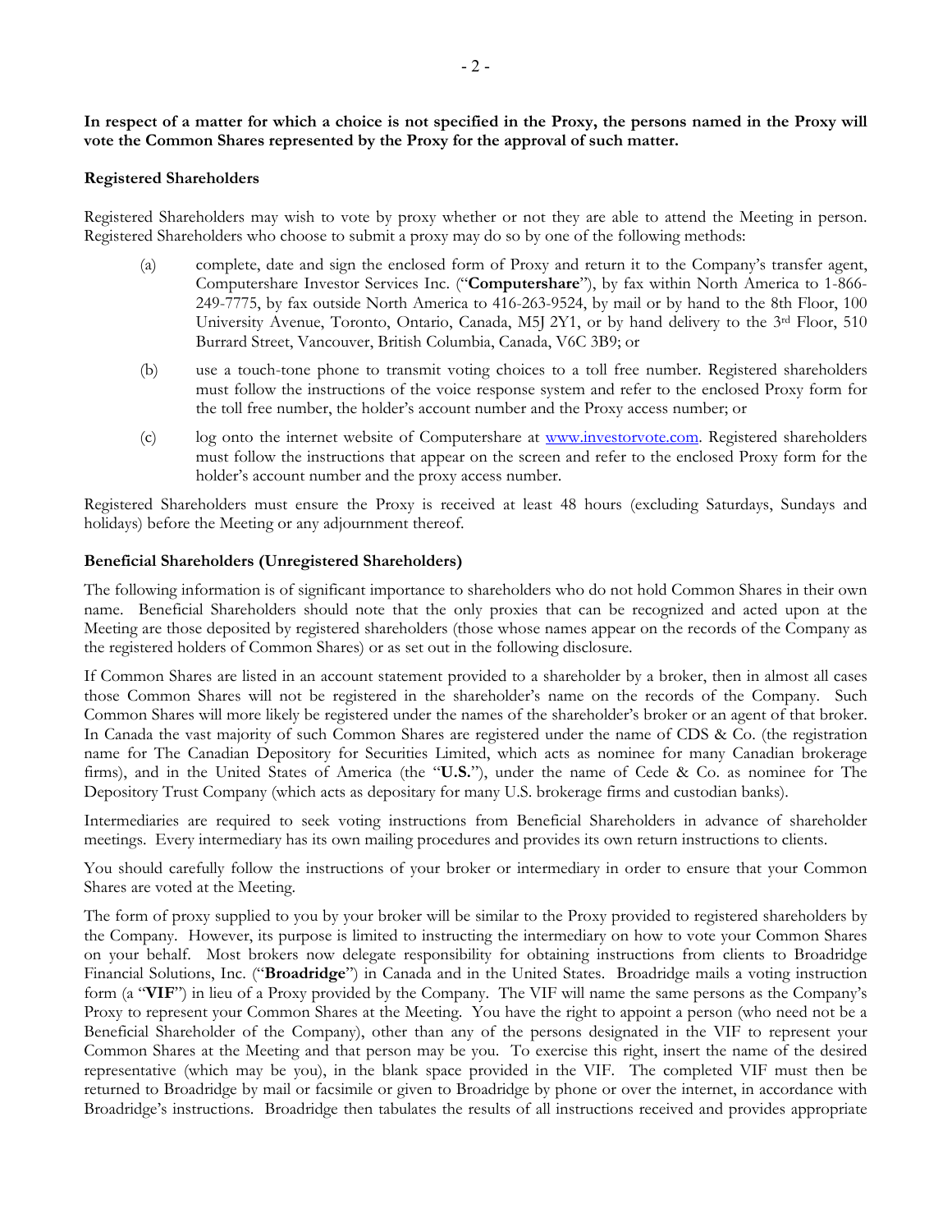**In respect of a matter for which a choice is not specified in the Proxy, the persons named in the Proxy will vote the Common Shares represented by the Proxy for the approval of such matter.**

**Registered Shareholders**

Registered Shareholders may wish to vote by proxy whether or not they are able to attend the Meeting in person. Registered Shareholders who choose to submit a proxy may do so by one of the following methods:

(a) complete, date and sign the enclosed form of Proxy and return it to the Company's transfer agent, Computershare Investor Services Inc. ("**Computershare**"), by fax within North America to 1-866-249-7775, by fax outside North America to 416-263-9524, by mail or by hand to the 8th Floor, 100 University Avenue, Toronto, Ontario, Canada, M5J 2Y1, or by hand delivery to the 3rd Floor, 510 Burrard Street, Vancouver, British Columbia, Canada, V6C 3B9; or

(b) use a touch-tone phone to transmit voting choices to a toll free number. Registered shareholders must follow the instructions of the voice response system and refer to the enclosed Proxy form for the toll free number, the holder's account number and the Proxy access number; or

(c) log onto the internet website of Computershare at www.investorvote.com. Registered shareholders must follow the instructions that appear on the screen and refer to the enclosed Proxy form for the holder's account number and the proxy access number.

Registered Shareholders must ensure the Proxy is received at least 48 hours (excluding Saturdays, Sundays and holidays) before the Meeting or any adjournment thereof.

**Beneficial Shareholders (Unregistered Shareholders)**

The following information is of significant importance to shareholders who do not hold Common Shares in their own name. Beneficial Shareholders should note that the only proxies that can be recognized and acted upon at the Meeting are those deposited by registered shareholders (those whose names appear on the records of the Company as the registered holders of Common Shares) or as set out in the following disclosure.

If Common Shares are listed in an account statement provided to a shareholder by a broker, then in almost all cases those Common Shares will not be registered in the shareholder's name on the records of the Company. Such Common Shares will more likely be registered under the names of the shareholder's broker or an agent of that broker. In Canada the vast majority of such Common Shares are registered under the name of CDS & Co. (the registration name for The Canadian Depository for Securities Limited, which acts as nominee for many Canadian brokerage firms), and in the United States of America (the "**U.S.**"), under the name of Cede & Co. as nominee for The Depository Trust Company (which acts as depositary for many U.S. brokerage firms and custodian banks).

Intermediaries are required to seek voting instructions from Beneficial Shareholders in advance of shareholder meetings. Every intermediary has its own mailing procedures and provides its own return instructions to clients.

You should carefully follow the instructions of your broker or intermediary in order to ensure that your Common Shares are voted at the Meeting.

The form of proxy supplied to you by your broker will be similar to the Proxy provided to registered shareholders by the Company. However, its purpose is limited to instructing the intermediary on how to vote your Common Shares on your behalf. Most brokers now delegate responsibility for obtaining instructions from clients to Broadridge Financial Solutions, Inc. ("**Broadridge**") in Canada and in the United States. Broadridge mails a voting instruction form (a "**VIF**") in lieu of a Proxy provided by the Company. The VIF will name the same persons as the Company's Proxy to represent your Common Shares at the Meeting. You have the right to appoint a person (who need not be a Beneficial Shareholder of the Company), other than any of the persons designated in the VIF to represent your Common Shares at the Meeting and that person may be you. To exercise this right, insert the name of the desired representative (which may be you), in the blank space provided in the VIF. The completed VIF must then be returned to Broadridge by mail or facsimile or given to Broadridge by phone or over the internet, in accordance with Broadridge's instructions. Broadridge then tabulates the results of all instructions received and provides appropriate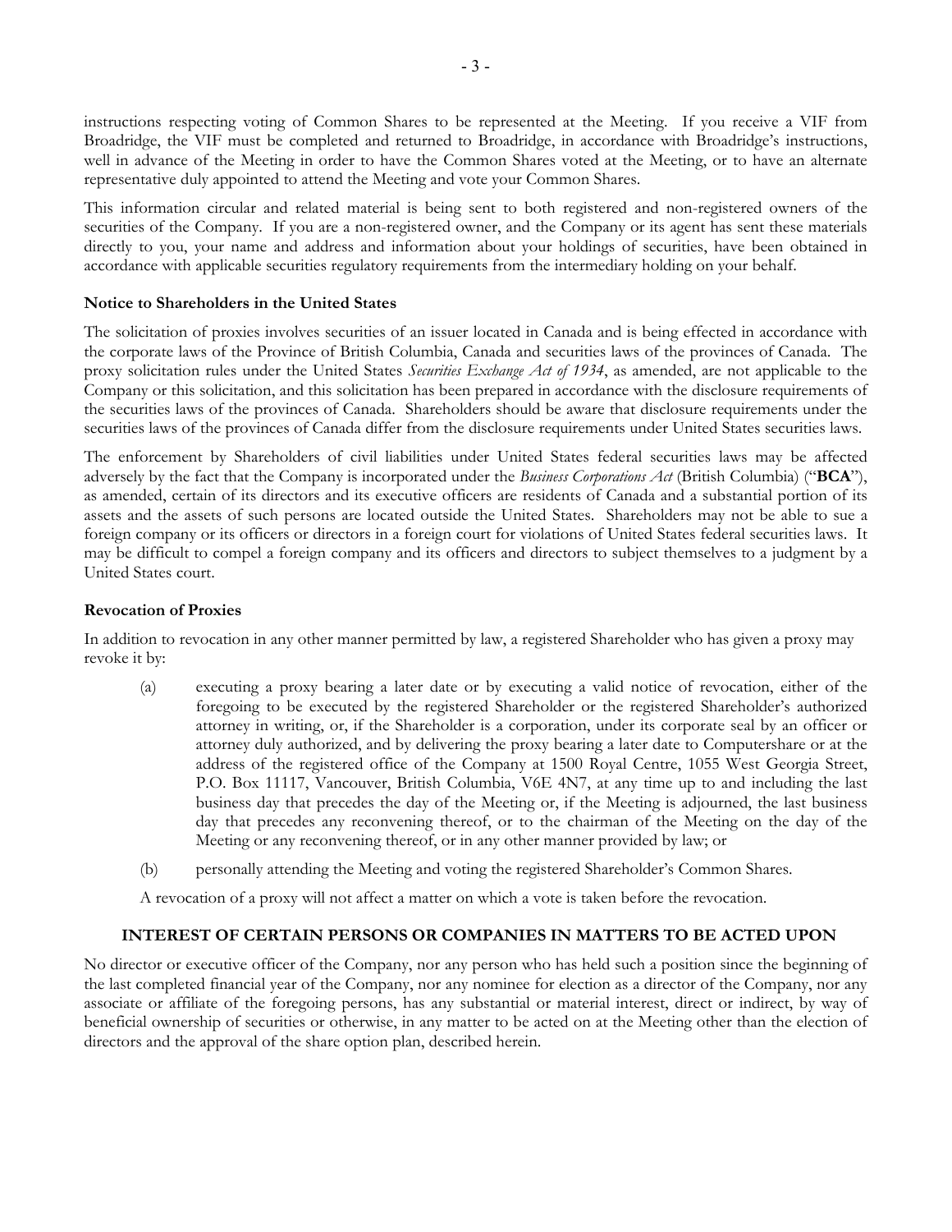instructions respecting voting of Common Shares to be represented at the Meeting. If you receive a VIF from Broadridge, the VIF must be completed and returned to Broadridge, in accordance with Broadridge's instructions, well in advance of the Meeting in order to have the Common Shares voted at the Meeting, or to have an alternate representative duly appointed to attend the Meeting and vote your Common Shares.

This information circular and related material is being sent to both registered and non-registered owners of the securities of the Company. If you are a non-registered owner, and the Company or its agent has sent these materials directly to you, your name and address and information about your holdings of securities, have been obtained in accordance with applicable securities regulatory requirements from the intermediary holding on your behalf.

### Notice to Shareholders in the United States

The solicitation of proxies involves securities of an issuer located in Canada and is being effected in accordance with the corporate laws of the Province of British Columbia, Canada and securities laws of the provinces of Canada. The proxy solicitation rules under the United States *Securities Exchange Act of 1934*, as amended, are not applicable to the Company or this solicitation, and this solicitation has been prepared in accordance with the disclosure requirements of the securities laws of the provinces of Canada. Shareholders should be aware that disclosure requirements under the securities laws of the provinces of Canada differ from the disclosure requirements under United States securities laws.

The enforcement by Shareholders of civil liabilities under United States federal securities laws may be affected adversely by the fact that the Company is incorporated under the *Business Corporations Act* (British Columbia) ("**BCA**"), as amended, certain of its directors and its executive officers are residents of Canada and a substantial portion of its assets and the assets of such persons are located outside the United States. Shareholders may not be able to sue a foreign company or its officers or directors in a foreign court for violations of United States federal securities laws. It may be difficult to compel a foreign company and its officers and directors to subject themselves to a judgment by a United States court.

### Revocation of Proxies

In addition to revocation in any other manner permitted by law, a registered Shareholder who has given a proxy may revoke it by:

(a) executing a proxy bearing a later date or by executing a valid notice of revocation, either of the foregoing to be executed by the registered Shareholder or the registered Shareholder's authorized attorney in writing, or, if the Shareholder is a corporation, under its corporate seal by an officer or attorney duly authorized, and by delivering the proxy bearing a later date to Computershare or at the address of the registered office of the Company at 1500 Royal Centre, 1055 West Georgia Street, P.O. Box 11117, Vancouver, British Columbia, V6E 4N7, at any time up to and including the last business day that precedes the day of the Meeting or, if the Meeting is adjourned, the last business day that precedes any reconvening thereof, or to the chairman of the Meeting on the day of the Meeting or any reconvening thereof, or in any other manner provided by law; or

(b) personally attending the Meeting and voting the registered Shareholder's Common Shares.

A revocation of a proxy will not affect a matter on which a vote is taken before the revocation.

## INTEREST OF CERTAIN PERSONS OR COMPANIES IN MATTERS TO BE ACTED UPON

No director or executive officer of the Company, nor any person who has held such a position since the beginning of the last completed financial year of the Company, nor any nominee for election as a director of the Company, nor any associate or affiliate of the foregoing persons, has any substantial or material interest, direct or indirect, by way of beneficial ownership of securities or otherwise, in any matter to be acted on at the Meeting other than the election of directors and the approval of the share option plan, described herein.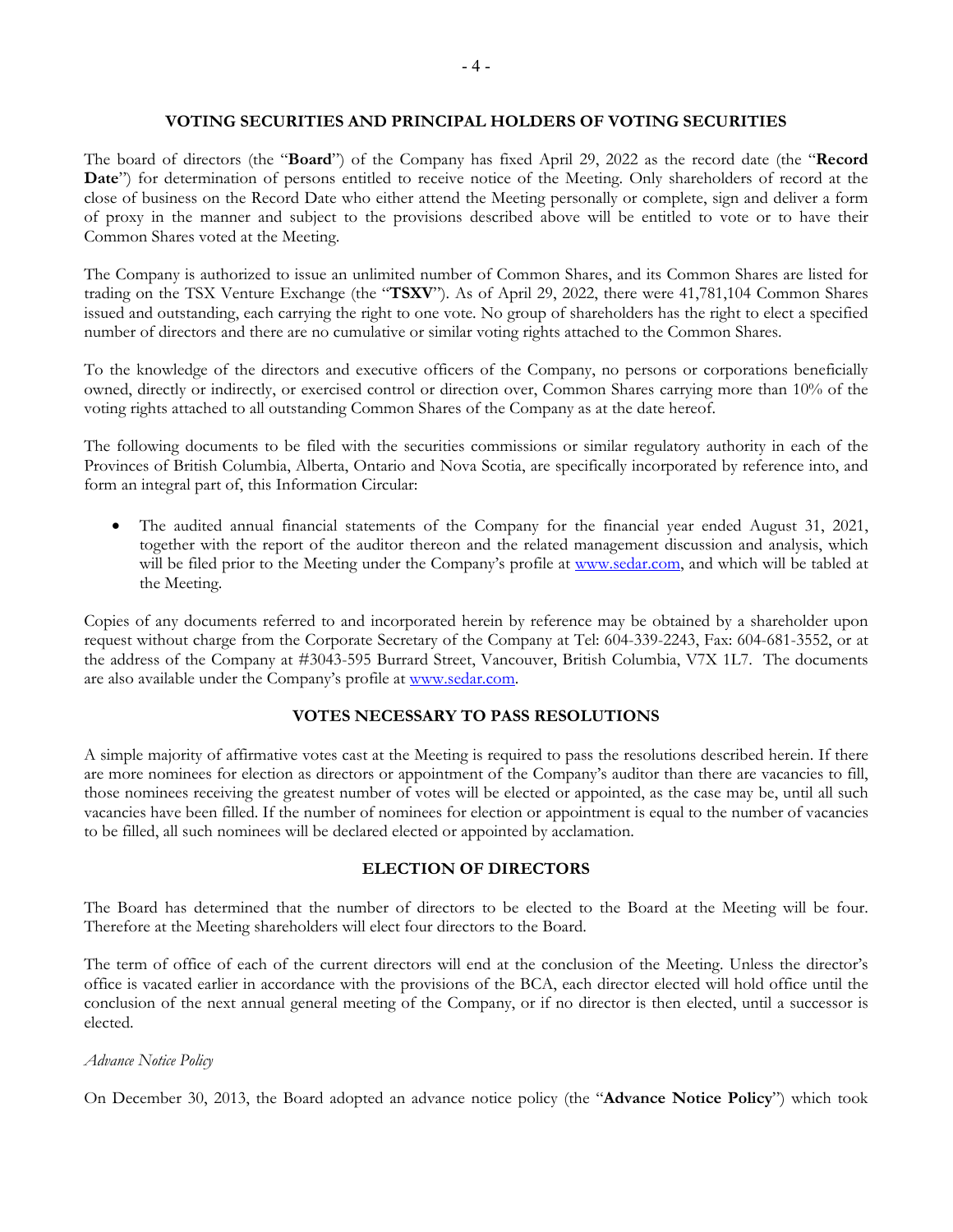## VOTING SECURITIES AND PRINCIPAL HOLDERS OF VOTING SECURITIES

The board of directors (the "**Board**") of the Company has fixed April 29, 2022 as the record date (the "**Record Date**") for determination of persons entitled to receive notice of the Meeting. Only shareholders of record at the close of business on the Record Date who either attend the Meeting personally or complete, sign and deliver a form of proxy in the manner and subject to the provisions described above will be entitled to vote or to have their Common Shares voted at the Meeting.

The Company is authorized to issue an unlimited number of Common Shares, and its Common Shares are listed for trading on the TSX Venture Exchange (the "**TSXV**"). As of April 29, 2022, there were 41,781,104 Common Shares issued and outstanding, each carrying the right to one vote. No group of shareholders has the right to elect a specified number of directors and there are no cumulative or similar voting rights attached to the Common Shares.

To the knowledge of the directors and executive officers of the Company, no persons or corporations beneficially owned, directly or indirectly, or exercised control or direction over, Common Shares carrying more than 10% of the voting rights attached to all outstanding Common Shares of the Company as at the date hereof.

The following documents to be filed with the securities commissions or similar regulatory authority in each of the Provinces of British Columbia, Alberta, Ontario and Nova Scotia, are specifically incorporated by reference into, and form an integral part of, this Information Circular:

- The audited annual financial statements of the Company for the financial year ended August 31, 2021, together with the report of the auditor thereon and the related management discussion and analysis, which will be filed prior to the Meeting under the Company's profile at www.sedar.com, and which will be tabled at the Meeting.

Copies of any documents referred to and incorporated herein by reference may be obtained by a shareholder upon request without charge from the Corporate Secretary of the Company at Tel: 604-339-2243, Fax: 604-681-3552, or at the address of the Company at #3043-595 Burrard Street, Vancouver, British Columbia, V7X 1L7. The documents are also available under the Company's profile at www.sedar.com.

## VOTES NECESSARY TO PASS RESOLUTIONS

A simple majority of affirmative votes cast at the Meeting is required to pass the resolutions described herein. If there are more nominees for election as directors or appointment of the Company's auditor than there are vacancies to fill, those nominees receiving the greatest number of votes will be elected or appointed, as the case may be, until all such vacancies have been filled. If the number of nominees for election or appointment is equal to the number of vacancies to be filled, all such nominees will be declared elected or appointed by acclamation.

## ELECTION OF DIRECTORS

The Board has determined that the number of directors to be elected to the Board at the Meeting will be four. Therefore at the Meeting shareholders will elect four directors to the Board.

The term of office of each of the current directors will end at the conclusion of the Meeting. Unless the director's office is vacated earlier in accordance with the provisions of the BCA, each director elected will hold office until the conclusion of the next annual general meeting of the Company, or if no director is then elected, until a successor is elected.

*Advance Notice Policy*

On December 30, 2013, the Board adopted an advance notice policy (the "**Advance Notice Policy**") which took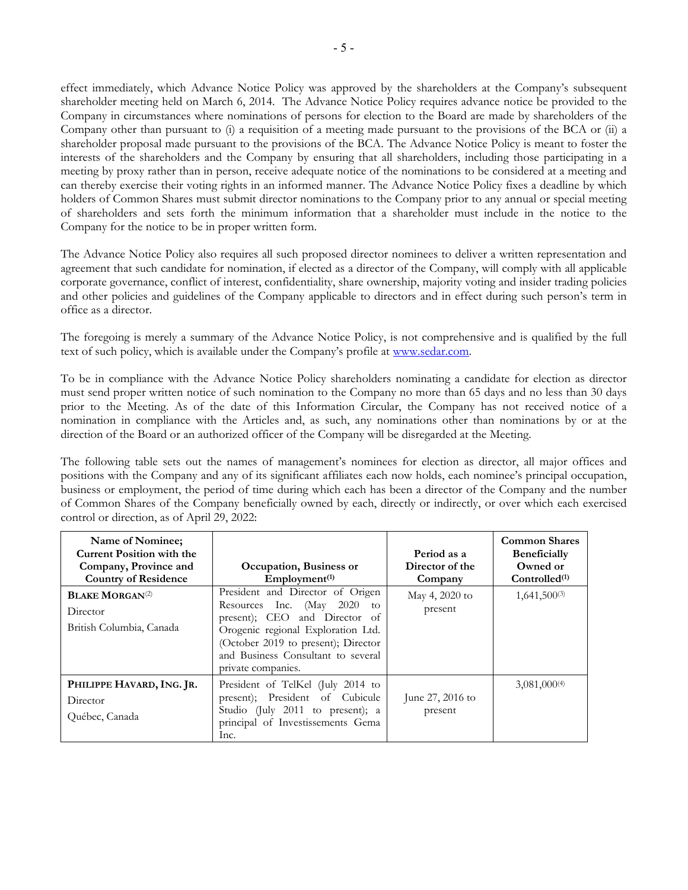effect immediately, which Advance Notice Policy was approved by the shareholders at the Company's subsequent shareholder meeting held on March 6, 2014. The Advance Notice Policy requires advance notice be provided to the Company in circumstances where nominations of persons for election to the Board are made by shareholders of the Company other than pursuant to (i) a requisition of a meeting made pursuant to the provisions of the BCA or (ii) a shareholder proposal made pursuant to the provisions of the BCA. The Advance Notice Policy is meant to foster the interests of the shareholders and the Company by ensuring that all shareholders, including those participating in a meeting by proxy rather than in person, receive adequate notice of the nominations to be considered at a meeting and can thereby exercise their voting rights in an informed manner. The Advance Notice Policy fixes a deadline by which holders of Common Shares must submit director nominations to the Company prior to any annual or special meeting of shareholders and sets forth the minimum information that a shareholder must include in the notice to the Company for the notice to be in proper written form.

The Advance Notice Policy also requires all such proposed director nominees to deliver a written representation and agreement that such candidate for nomination, if elected as a director of the Company, will comply with all applicable corporate governance, conflict of interest, confidentiality, share ownership, majority voting and insider trading policies and other policies and guidelines of the Company applicable to directors and in effect during such person's term in office as a director.

The foregoing is merely a summary of the Advance Notice Policy, is not comprehensive and is qualified by the full text of such policy, which is available under the Company's profile at www.sedar.com.

To be in compliance with the Advance Notice Policy shareholders nominating a candidate for election as director must send proper written notice of such nomination to the Company no more than 65 days and no less than 30 days prior to the Meeting. As of the date of this Information Circular, the Company has not received notice of a nomination in compliance with the Articles and, as such, any nominations other than nominations by or at the direction of the Board or an authorized officer of the Company will be disregarded at the Meeting.

The following table sets out the names of management's nominees for election as director, all major offices and positions with the Company and any of its significant affiliates each now holds, each nominee's principal occupation, business or employment, the period of time during which each has been a director of the Company and the number of Common Shares of the Company beneficially owned by each, directly or indirectly, or over which each exercised control or direction, as of April 29, 2022:

| Name of Nominee; Current Position with the Company, Province and Country of Residence | Occupation, Business or Employment[(1)] | Period as a Director of the Company | Common Shares Beneficially Owned or Controlled[(1)] |
|---|---|---|---|
| **BLAKE MORGAN**[(2)]<br>Director<br>British Columbia, Canada | President and Director of Origen Resources Inc. (May 2020 to present); CEO and Director of Orogenic regional Exploration Ltd. (October 2019 to present); Director and Business Consultant to several private companies. | May 4, 2020 to present | 1,641,500[(3)] |
| **PHILIPPE HAVARD, ING. JR.**<br>Director<br>Québec, Canada | President of TelKel (July 2014 to present); President of Cubicule Studio (July 2011 to present); a principal of Investissements Gema Inc. | June 27, 2016 to present | 3,081,000[(4)] |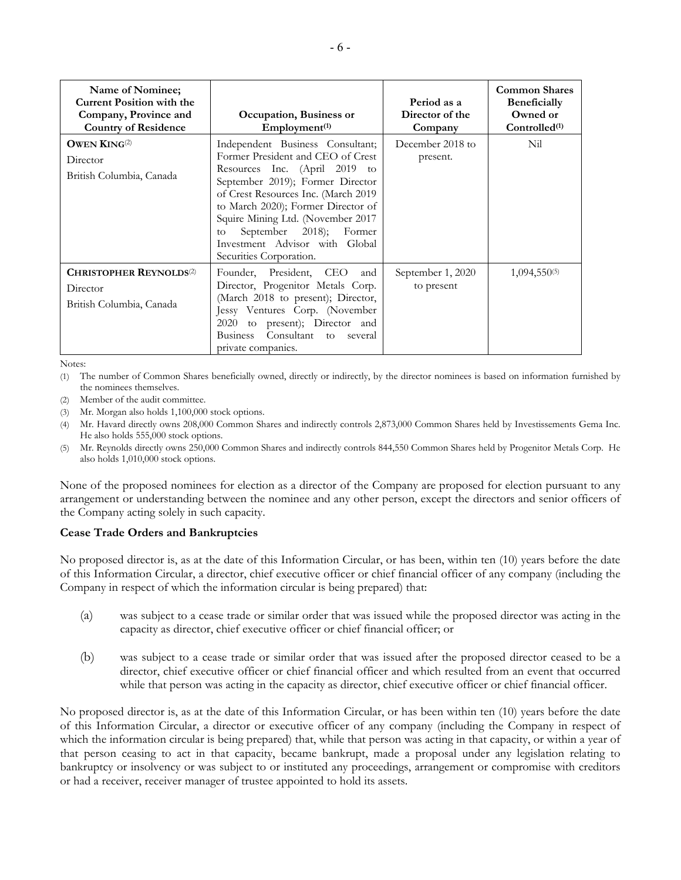| Name of Nominee; Current Position with the Company, Province and Country of Residence | Occupation, Business or Employment[(1)] | Period as a Director of the Company | Common Shares Beneficially Owned or Controlled[(1)] |
|---|---|---|---|
| **OWEN KING**[(2)]<br>Director<br>British Columbia, Canada | Independent Business Consultant; Former President and CEO of Crest Resources Inc. (April 2019 to September 2019); Former Director of Crest Resources Inc. (March 2019 to March 2020); Former Director of Squire Mining Ltd. (November 2017 to September 2018); Former Investment Advisor with Global Securities Corporation. | December 2018 to present. | Nil |
| **CHRISTOPHER REYNOLDS**[(2)]<br>Director<br>British Columbia, Canada | Founder, President, CEO and Director, Progenitor Metals Corp. (March 2018 to present); Director, Jessy Ventures Corp. (November 2020 to present); Director and Business Consultant to several private companies. | September 1, 2020 to present | 1,094,550[(5)] |

Notes:

(1) The number of Common Shares beneficially owned, directly or indirectly, by the director nominees is based on information furnished by the nominees themselves.

(2) Member of the audit committee.

(3) Mr. Morgan also holds 1,100,000 stock options.

(4) Mr. Havard directly owns 208,000 Common Shares and indirectly controls 2,873,000 Common Shares held by Investissements Gema Inc. He also holds 555,000 stock options.

(5) Mr. Reynolds directly owns 250,000 Common Shares and indirectly controls 844,550 Common Shares held by Progenitor Metals Corp. He also holds 1,010,000 stock options.

None of the proposed nominees for election as a director of the Company are proposed for election pursuant to any arrangement or understanding between the nominee and any other person, except the directors and senior officers of the Company acting solely in such capacity.

**Cease Trade Orders and Bankruptcies**

No proposed director is, as at the date of this Information Circular, or has been, within ten (10) years before the date of this Information Circular, a director, chief executive officer or chief financial officer of any company (including the Company in respect of which the information circular is being prepared) that:

(a) was subject to a cease trade or similar order that was issued while the proposed director was acting in the capacity as director, chief executive officer or chief financial officer; or

(b) was subject to a cease trade or similar order that was issued after the proposed director ceased to be a director, chief executive officer or chief financial officer and which resulted from an event that occurred while that person was acting in the capacity as director, chief executive officer or chief financial officer.

No proposed director is, as at the date of this Information Circular, or has been within ten (10) years before the date of this Information Circular, a director or executive officer of any company (including the Company in respect of which the information circular is being prepared) that, while that person was acting in that capacity, or within a year of that person ceasing to act in that capacity, became bankrupt, made a proposal under any legislation relating to bankruptcy or insolvency or was subject to or instituted any proceedings, arrangement or compromise with creditors or had a receiver, receiver manager of trustee appointed to hold its assets.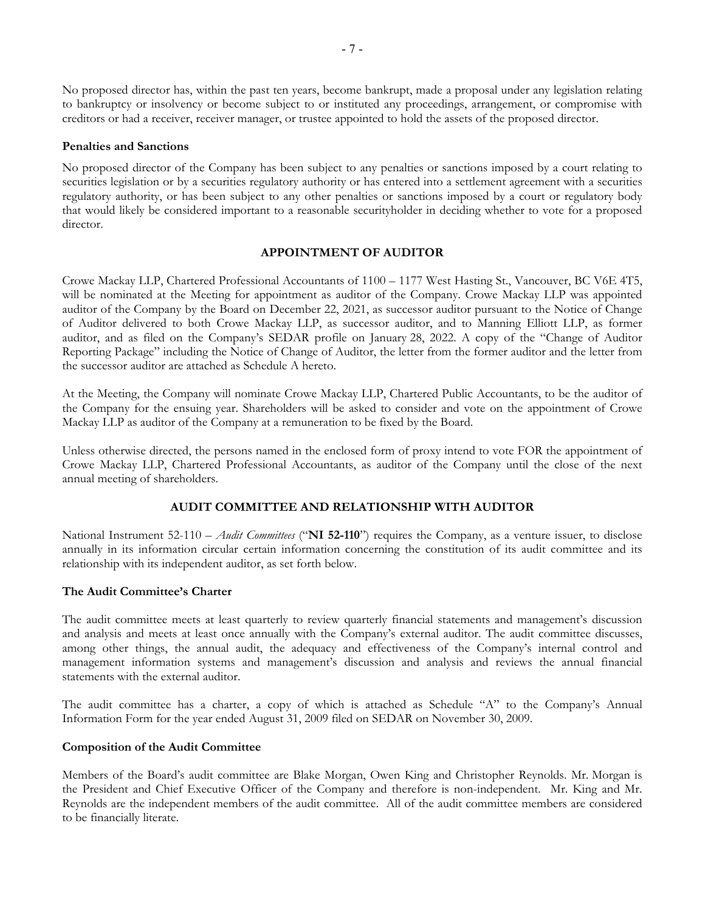No proposed director has, within the past ten years, become bankrupt, made a proposal under any legislation relating to bankruptcy or insolvency or become subject to or instituted any proceedings, arrangement, or compromise with creditors or had a receiver, receiver manager, or trustee appointed to hold the assets of the proposed director.

**Penalties and Sanctions**

No proposed director of the Company has been subject to any penalties or sanctions imposed by a court relating to securities legislation or by a securities regulatory authority or has entered into a settlement agreement with a securities regulatory authority, or has been subject to any other penalties or sanctions imposed by a court or regulatory body that would likely be considered important to a reasonable securityholder in deciding whether to vote for a proposed director.

## APPOINTMENT OF AUDITOR

Crowe Mackay LLP, Chartered Professional Accountants of 1100 – 1177 West Hasting St., Vancouver, BC V6E 4T5, will be nominated at the Meeting for appointment as auditor of the Company. Crowe Mackay LLP was appointed auditor of the Company by the Board on December 22, 2021, as successor auditor pursuant to the Notice of Change of Auditor delivered to both Crowe Mackay LLP, as successor auditor, and to Manning Elliott LLP, as former auditor, and as filed on the Company's SEDAR profile on January 28, 2022. A copy of the "Change of Auditor Reporting Package" including the Notice of Change of Auditor, the letter from the former auditor and the letter from the successor auditor are attached as Schedule A hereto.

At the Meeting, the Company will nominate Crowe Mackay LLP, Chartered Public Accountants, to be the auditor of the Company for the ensuing year. Shareholders will be asked to consider and vote on the appointment of Crowe Mackay LLP as auditor of the Company at a remuneration to be fixed by the Board.

Unless otherwise directed, the persons named in the enclosed form of proxy intend to vote FOR the appointment of Crowe Mackay LLP, Chartered Professional Accountants, as auditor of the Company until the close of the next annual meeting of shareholders.

## AUDIT COMMITTEE AND RELATIONSHIP WITH AUDITOR

National Instrument 52-110 – *Audit Committees* ("**NI 52-110**") requires the Company, as a venture issuer, to disclose annually in its information circular certain information concerning the constitution of its audit committee and its relationship with its independent auditor, as set forth below.

**The Audit Committee's Charter**

The audit committee meets at least quarterly to review quarterly financial statements and management's discussion and analysis and meets at least once annually with the Company's external auditor. The audit committee discusses, among other things, the annual audit, the adequacy and effectiveness of the Company's internal control and management information systems and management's discussion and analysis and reviews the annual financial statements with the external auditor.

The audit committee has a charter, a copy of which is attached as Schedule "A" to the Company's Annual Information Form for the year ended August 31, 2009 filed on SEDAR on November 30, 2009.

**Composition of the Audit Committee**

Members of the Board's audit committee are Blake Morgan, Owen King and Christopher Reynolds. Mr. Morgan is the President and Chief Executive Officer of the Company and therefore is non-independent. Mr. King and Mr. Reynolds are the independent members of the audit committee. All of the audit committee members are considered to be financially literate.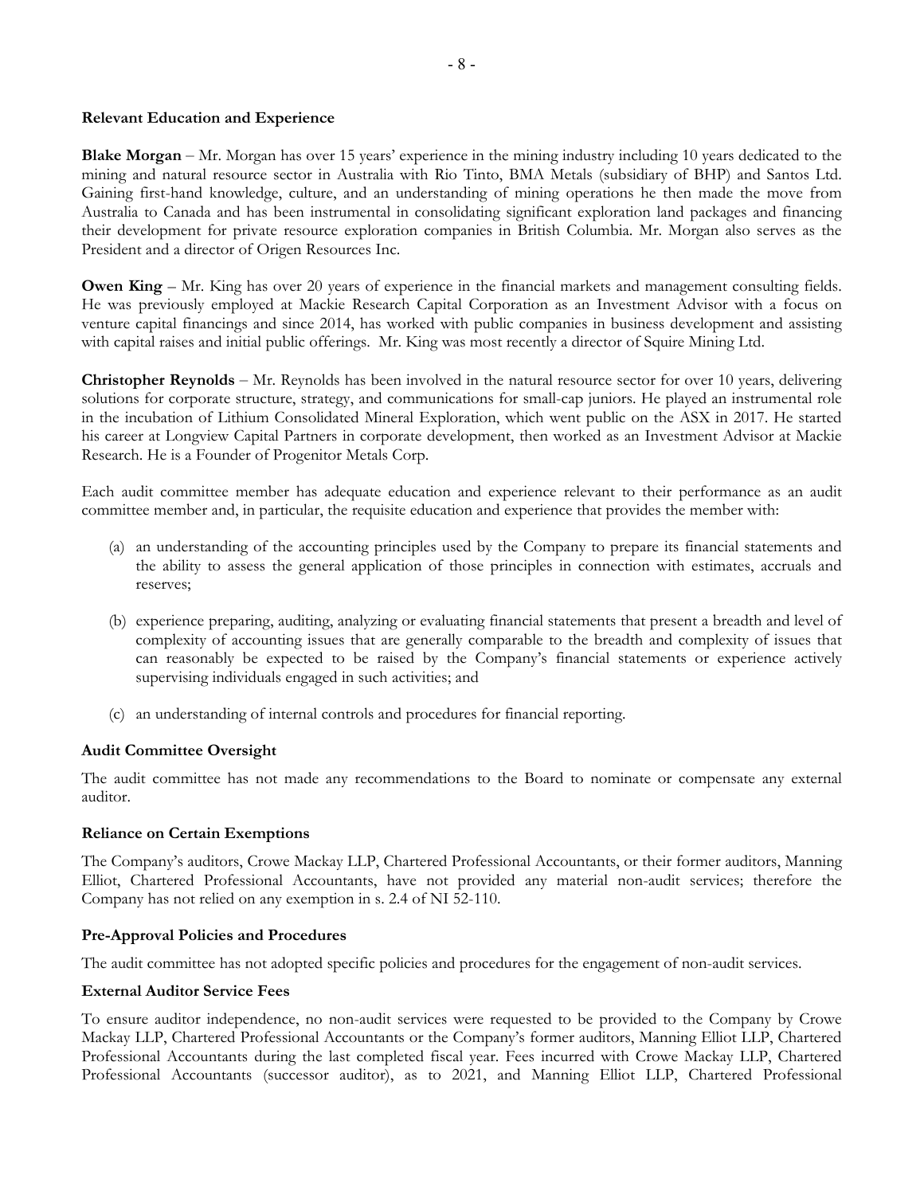**Relevant Education and Experience**

**Blake Morgan** – Mr. Morgan has over 15 years' experience in the mining industry including 10 years dedicated to the mining and natural resource sector in Australia with Rio Tinto, BMA Metals (subsidiary of BHP) and Santos Ltd. Gaining first-hand knowledge, culture, and an understanding of mining operations he then made the move from Australia to Canada and has been instrumental in consolidating significant exploration land packages and financing their development for private resource exploration companies in British Columbia. Mr. Morgan also serves as the President and a director of Origen Resources Inc.

**Owen King** – Mr. King has over 20 years of experience in the financial markets and management consulting fields. He was previously employed at Mackie Research Capital Corporation as an Investment Advisor with a focus on venture capital financings and since 2014, has worked with public companies in business development and assisting with capital raises and initial public offerings. Mr. King was most recently a director of Squire Mining Ltd.

**Christopher Reynolds** – Mr. Reynolds has been involved in the natural resource sector for over 10 years, delivering solutions for corporate structure, strategy, and communications for small-cap juniors. He played an instrumental role in the incubation of Lithium Consolidated Mineral Exploration, which went public on the ASX in 2017. He started his career at Longview Capital Partners in corporate development, then worked as an Investment Advisor at Mackie Research. He is a Founder of Progenitor Metals Corp.

Each audit committee member has adequate education and experience relevant to their performance as an audit committee member and, in particular, the requisite education and experience that provides the member with:

(a) an understanding of the accounting principles used by the Company to prepare its financial statements and the ability to assess the general application of those principles in connection with estimates, accruals and reserves;

(b) experience preparing, auditing, analyzing or evaluating financial statements that present a breadth and level of complexity of accounting issues that are generally comparable to the breadth and complexity of issues that can reasonably be expected to be raised by the Company's financial statements or experience actively supervising individuals engaged in such activities; and

(c) an understanding of internal controls and procedures for financial reporting.

**Audit Committee Oversight**

The audit committee has not made any recommendations to the Board to nominate or compensate any external auditor.

**Reliance on Certain Exemptions**

The Company's auditors, Crowe Mackay LLP, Chartered Professional Accountants, or their former auditors, Manning Elliot, Chartered Professional Accountants, have not provided any material non-audit services; therefore the Company has not relied on any exemption in s. 2.4 of NI 52-110.

**Pre-Approval Policies and Procedures**

The audit committee has not adopted specific policies and procedures for the engagement of non-audit services.

**External Auditor Service Fees**

To ensure auditor independence, no non-audit services were requested to be provided to the Company by Crowe Mackay LLP, Chartered Professional Accountants or the Company's former auditors, Manning Elliot LLP, Chartered Professional Accountants during the last completed fiscal year. Fees incurred with Crowe Mackay LLP, Chartered Professional Accountants (successor auditor), as to 2021, and Manning Elliot LLP, Chartered Professional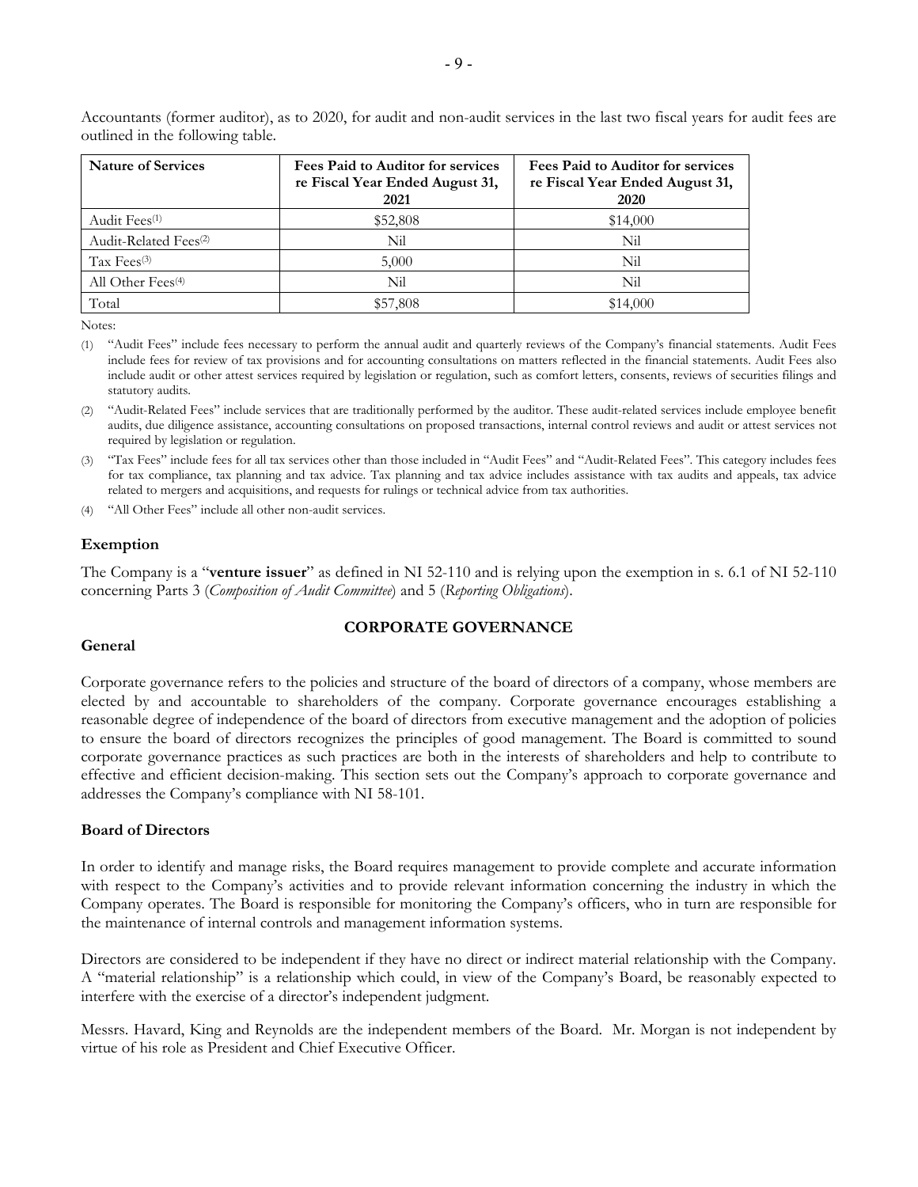Accountants (former auditor), as to 2020, for audit and non-audit services in the last two fiscal years for audit fees are outlined in the following table.

| Nature of Services | Fees Paid to Auditor for services re Fiscal Year Ended August 31, 2021 | Fees Paid to Auditor for services re Fiscal Year Ended August 31, 2020 |
|---|---|---|
| Audit Fees(1) | $52,808 | $14,000 |
| Audit-Related Fees(2) | Nil | Nil |
| Tax Fees(3) | 5,000 | Nil |
| All Other Fees(4) | Nil | Nil |
| Total | $57,808 | $14,000 |

Notes:

(1) "Audit Fees" include fees necessary to perform the annual audit and quarterly reviews of the Company's financial statements. Audit Fees include fees for review of tax provisions and for accounting consultations on matters reflected in the financial statements. Audit Fees also include audit or other attest services required by legislation or regulation, such as comfort letters, consents, reviews of securities filings and statutory audits.

(2) "Audit-Related Fees" include services that are traditionally performed by the auditor. These audit-related services include employee benefit audits, due diligence assistance, accounting consultations on proposed transactions, internal control reviews and audit or attest services not required by legislation or regulation.

(3) "Tax Fees" include fees for all tax services other than those included in "Audit Fees" and "Audit-Related Fees". This category includes fees for tax compliance, tax planning and tax advice. Tax planning and tax advice includes assistance with tax audits and appeals, tax advice related to mergers and acquisitions, and requests for rulings or technical advice from tax authorities.

(4) "All Other Fees" include all other non-audit services.

### Exemption

The Company is a "**venture issuer**" as defined in NI 52-110 and is relying upon the exemption in s. 6.1 of NI 52-110 concerning Parts 3 (*Composition of Audit Committee*) and 5 (*Reporting Obligations*).

## CORPORATE GOVERNANCE

### General

Corporate governance refers to the policies and structure of the board of directors of a company, whose members are elected by and accountable to shareholders of the company. Corporate governance encourages establishing a reasonable degree of independence of the board of directors from executive management and the adoption of policies to ensure the board of directors recognizes the principles of good management. The Board is committed to sound corporate governance practices as such practices are both in the interests of shareholders and help to contribute to effective and efficient decision-making. This section sets out the Company's approach to corporate governance and addresses the Company's compliance with NI 58-101.

### Board of Directors

In order to identify and manage risks, the Board requires management to provide complete and accurate information with respect to the Company's activities and to provide relevant information concerning the industry in which the Company operates. The Board is responsible for monitoring the Company's officers, who in turn are responsible for the maintenance of internal controls and management information systems.

Directors are considered to be independent if they have no direct or indirect material relationship with the Company. A "material relationship" is a relationship which could, in view of the Company's Board, be reasonably expected to interfere with the exercise of a director's independent judgment.

Messrs. Havard, King and Reynolds are the independent members of the Board. Mr. Morgan is not independent by virtue of his role as President and Chief Executive Officer.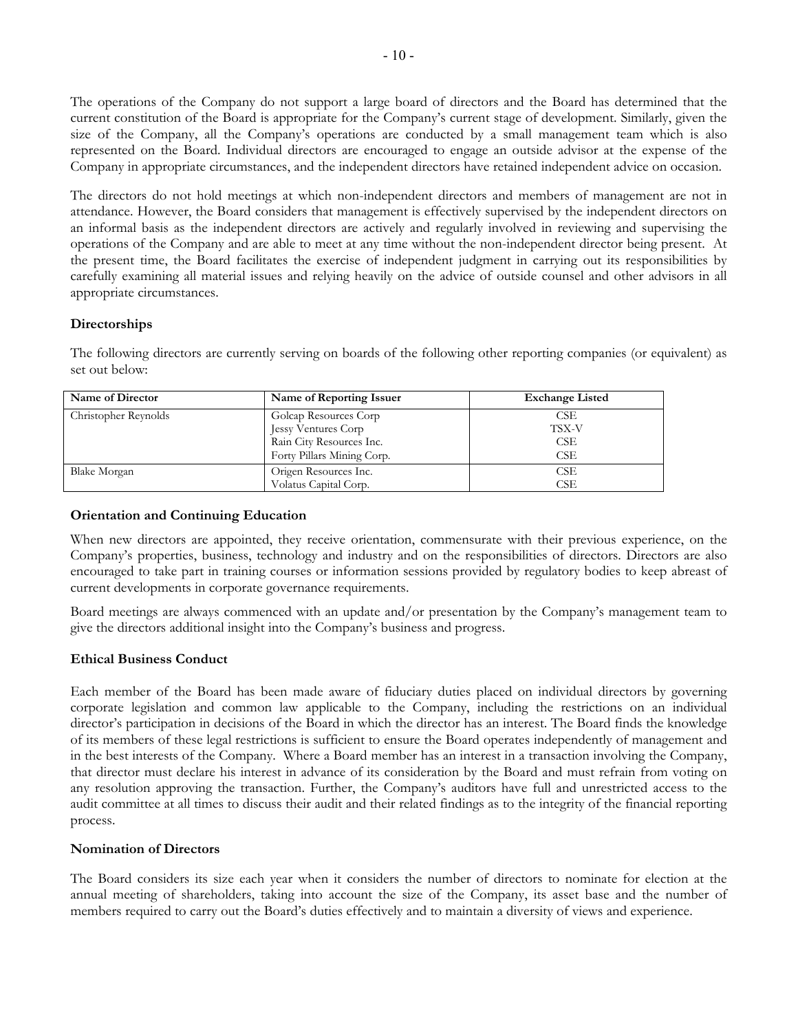The operations of the Company do not support a large board of directors and the Board has determined that the current constitution of the Board is appropriate for the Company's current stage of development. Similarly, given the size of the Company, all the Company's operations are conducted by a small management team which is also represented on the Board. Individual directors are encouraged to engage an outside advisor at the expense of the Company in appropriate circumstances, and the independent directors have retained independent advice on occasion.

The directors do not hold meetings at which non-independent directors and members of management are not in attendance. However, the Board considers that management is effectively supervised by the independent directors on an informal basis as the independent directors are actively and regularly involved in reviewing and supervising the operations of the Company and are able to meet at any time without the non-independent director being present. At the present time, the Board facilitates the exercise of independent judgment in carrying out its responsibilities by carefully examining all material issues and relying heavily on the advice of outside counsel and other advisors in all appropriate circumstances.

**Directorships**

The following directors are currently serving on boards of the following other reporting companies (or equivalent) as set out below:

| Name of Director | Name of Reporting Issuer | Exchange Listed |
|---|---|---|
| Christopher Reynolds | Golcap Resources Corp<br>Jessy Ventures Corp<br>Rain City Resources Inc.<br>Forty Pillars Mining Corp. | CSE<br>TSX-V<br>CSE<br>CSE |
| Blake Morgan | Origen Resources Inc.<br>Volatus Capital Corp. | CSE<br>CSE |

**Orientation and Continuing Education**

When new directors are appointed, they receive orientation, commensurate with their previous experience, on the Company's properties, business, technology and industry and on the responsibilities of directors. Directors are also encouraged to take part in training courses or information sessions provided by regulatory bodies to keep abreast of current developments in corporate governance requirements.

Board meetings are always commenced with an update and/or presentation by the Company's management team to give the directors additional insight into the Company's business and progress.

**Ethical Business Conduct**

Each member of the Board has been made aware of fiduciary duties placed on individual directors by governing corporate legislation and common law applicable to the Company, including the restrictions on an individual director's participation in decisions of the Board in which the director has an interest. The Board finds the knowledge of its members of these legal restrictions is sufficient to ensure the Board operates independently of management and in the best interests of the Company. Where a Board member has an interest in a transaction involving the Company, that director must declare his interest in advance of its consideration by the Board and must refrain from voting on any resolution approving the transaction. Further, the Company's auditors have full and unrestricted access to the audit committee at all times to discuss their audit and their related findings as to the integrity of the financial reporting process.

**Nomination of Directors**

The Board considers its size each year when it considers the number of directors to nominate for election at the annual meeting of shareholders, taking into account the size of the Company, its asset base and the number of members required to carry out the Board's duties effectively and to maintain a diversity of views and experience.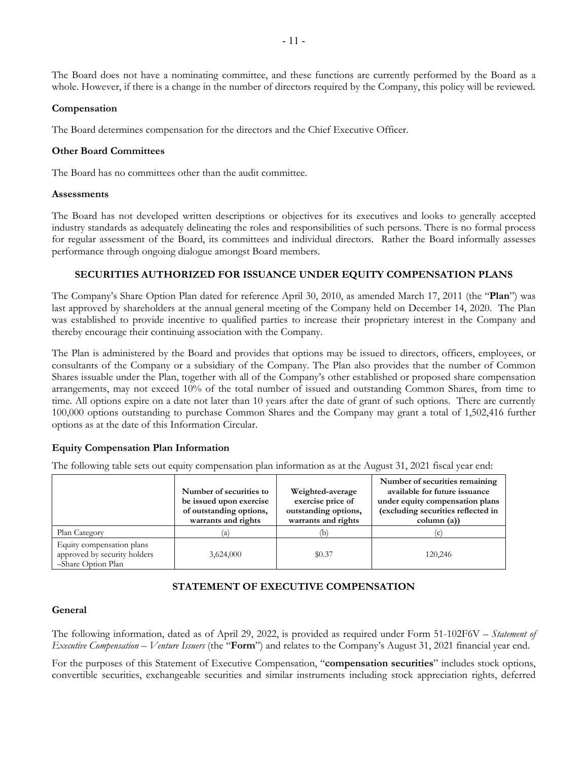The Board does not have a nominating committee, and these functions are currently performed by the Board as a whole. However, if there is a change in the number of directors required by the Company, this policy will be reviewed.

**Compensation**

The Board determines compensation for the directors and the Chief Executive Officer.

**Other Board Committees**

The Board has no committees other than the audit committee.

**Assessments**

The Board has not developed written descriptions or objectives for its executives and looks to generally accepted industry standards as adequately delineating the roles and responsibilities of such persons. There is no formal process for regular assessment of the Board, its committees and individual directors. Rather the Board informally assesses performance through ongoing dialogue amongst Board members.

## SECURITIES AUTHORIZED FOR ISSUANCE UNDER EQUITY COMPENSATION PLANS

The Company's Share Option Plan dated for reference April 30, 2010, as amended March 17, 2011 (the "**Plan**") was last approved by shareholders at the annual general meeting of the Company held on December 14, 2020. The Plan was established to provide incentive to qualified parties to increase their proprietary interest in the Company and thereby encourage their continuing association with the Company.

The Plan is administered by the Board and provides that options may be issued to directors, officers, employees, or consultants of the Company or a subsidiary of the Company. The Plan also provides that the number of Common Shares issuable under the Plan, together with all of the Company's other established or proposed share compensation arrangements, may not exceed 10% of the total number of issued and outstanding Common Shares, from time to time. All options expire on a date not later than 10 years after the date of grant of such options. There are currently 100,000 options outstanding to purchase Common Shares and the Company may grant a total of 1,502,416 further options as at the date of this Information Circular.

**Equity Compensation Plan Information**

The following table sets out equity compensation plan information as at the August 31, 2021 fiscal year end:

| | **Number of securities to be issued upon exercise of outstanding options, warrants and rights** | **Weighted-average exercise price of outstanding options, warrants and rights** | **Number of securities remaining available for future issuance under equity compensation plans (excluding securities reflected in column (a))** |
|---|---|---|---|
| Plan Category | (a) | (b) | (c) |
| Equity compensation plans approved by security holders –Share Option Plan | 3,624,000 | $0.37 | 120,246 |

## STATEMENT OF EXECUTIVE COMPENSATION

**General**

The following information, dated as of April 29, 2022, is provided as required under Form 51-102F6V – *Statement of Executive Compensation – Venture Issuers* (the "**Form**") and relates to the Company's August 31, 2021 financial year end.

For the purposes of this Statement of Executive Compensation, "**compensation securities**" includes stock options, convertible securities, exchangeable securities and similar instruments including stock appreciation rights, deferred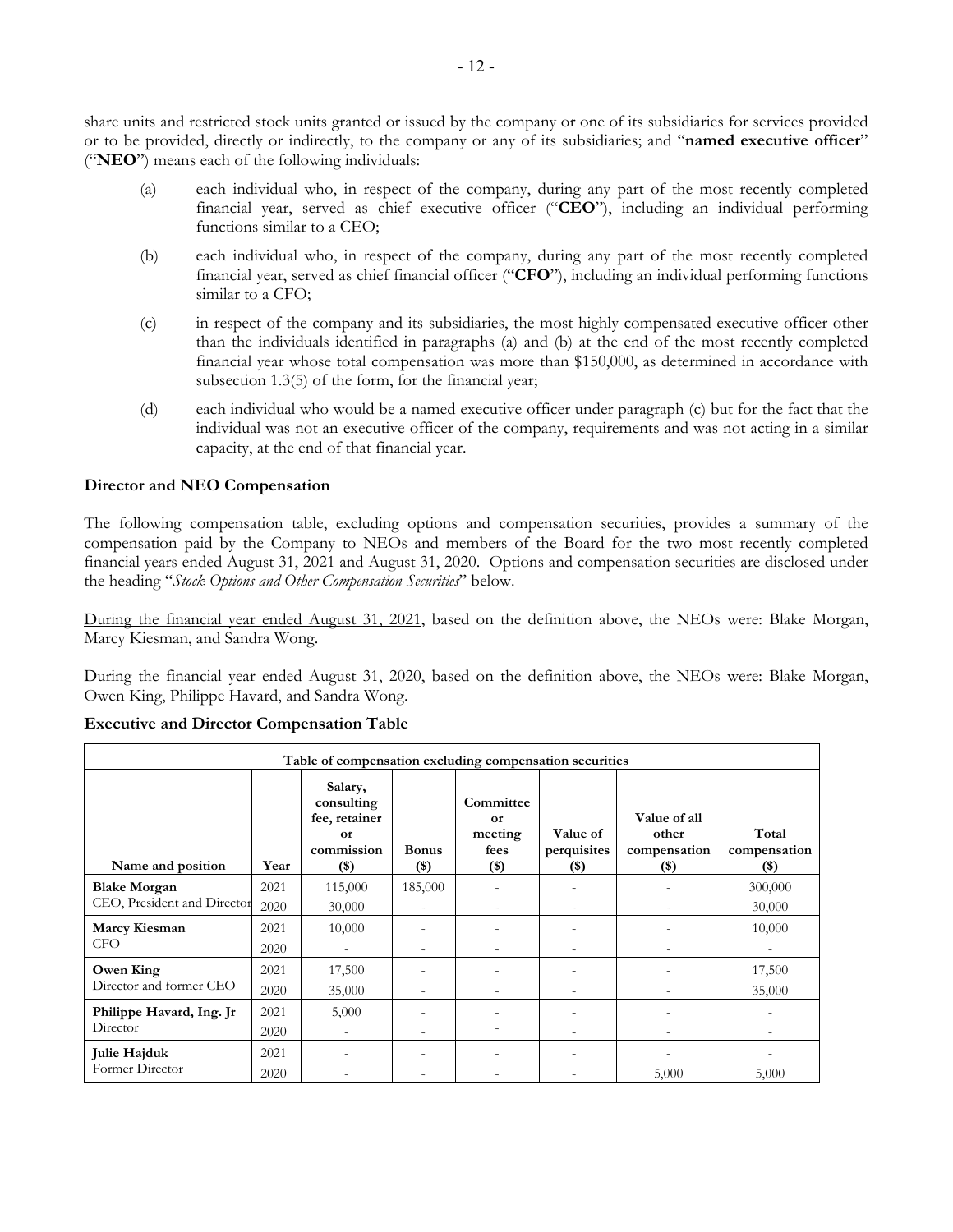share units and restricted stock units granted or issued by the company or one of its subsidiaries for services provided or to be provided, directly or indirectly, to the company or any of its subsidiaries; and "**named executive officer**" ("**NEO**") means each of the following individuals:

(a) each individual who, in respect of the company, during any part of the most recently completed financial year, served as chief executive officer ("**CEO**"), including an individual performing functions similar to a CEO;

(b) each individual who, in respect of the company, during any part of the most recently completed financial year, served as chief financial officer ("**CFO**"), including an individual performing functions similar to a CFO;

(c) in respect of the company and its subsidiaries, the most highly compensated executive officer other than the individuals identified in paragraphs (a) and (b) at the end of the most recently completed financial year whose total compensation was more than $150,000, as determined in accordance with subsection 1.3(5) of the form, for the financial year;

(d) each individual who would be a named executive officer under paragraph (c) but for the fact that the individual was not an executive officer of the company, requirements and was not acting in a similar capacity, at the end of that financial year.

### Director and NEO Compensation

The following compensation table, excluding options and compensation securities, provides a summary of the compensation paid by the Company to NEOs and members of the Board for the two most recently completed financial years ended August 31, 2021 and August 31, 2020. Options and compensation securities are disclosed under the heading "*Stock Options and Other Compensation Securities*" below.

During the financial year ended August 31, 2021, based on the definition above, the NEOs were: Blake Morgan, Marcy Kiesman, and Sandra Wong.

During the financial year ended August 31, 2020, based on the definition above, the NEOs were: Blake Morgan, Owen King, Philippe Havard, and Sandra Wong.

### Executive and Director Compensation Table

| Table of compensation excluding compensation securities | | | | | | | |
|---|---|---|---|---|---|---|---|
| **Name and position** | **Year** | **Salary, consulting fee, retainer or commission ($)** | **Bonus ($)** | **Committee or meeting fees ($)** | **Value of perquisites ($)** | **Value of all other compensation ($)** | **Total compensation ($)** |
| **Blake Morgan** CEO, President and Director | 2021 | 115,000 | 185,000 | - | - | - | 300,000 |
| | 2020 | 30,000 | - | - | - | - | 30,000 |
| **Marcy Kiesman** CFO | 2021 | 10,000 | - | - | - | - | 10,000 |
| | 2020 | - | - | - | - | - | - |
| **Owen King** Director and former CEO | 2021 | 17,500 | - | - | - | - | 17,500 |
| | 2020 | 35,000 | - | - | - | - | 35,000 |
| **Philippe Havard, Ing. Jr** Director | 2021 | 5,000 | - | - | - | - | - |
| | 2020 | - | - | - | - | - | - |
| **Julie Hajduk** Former Director | 2021 | - | - | - | - | - | - |
| | 2020 | - | - | - | - | 5,000 | 5,000 |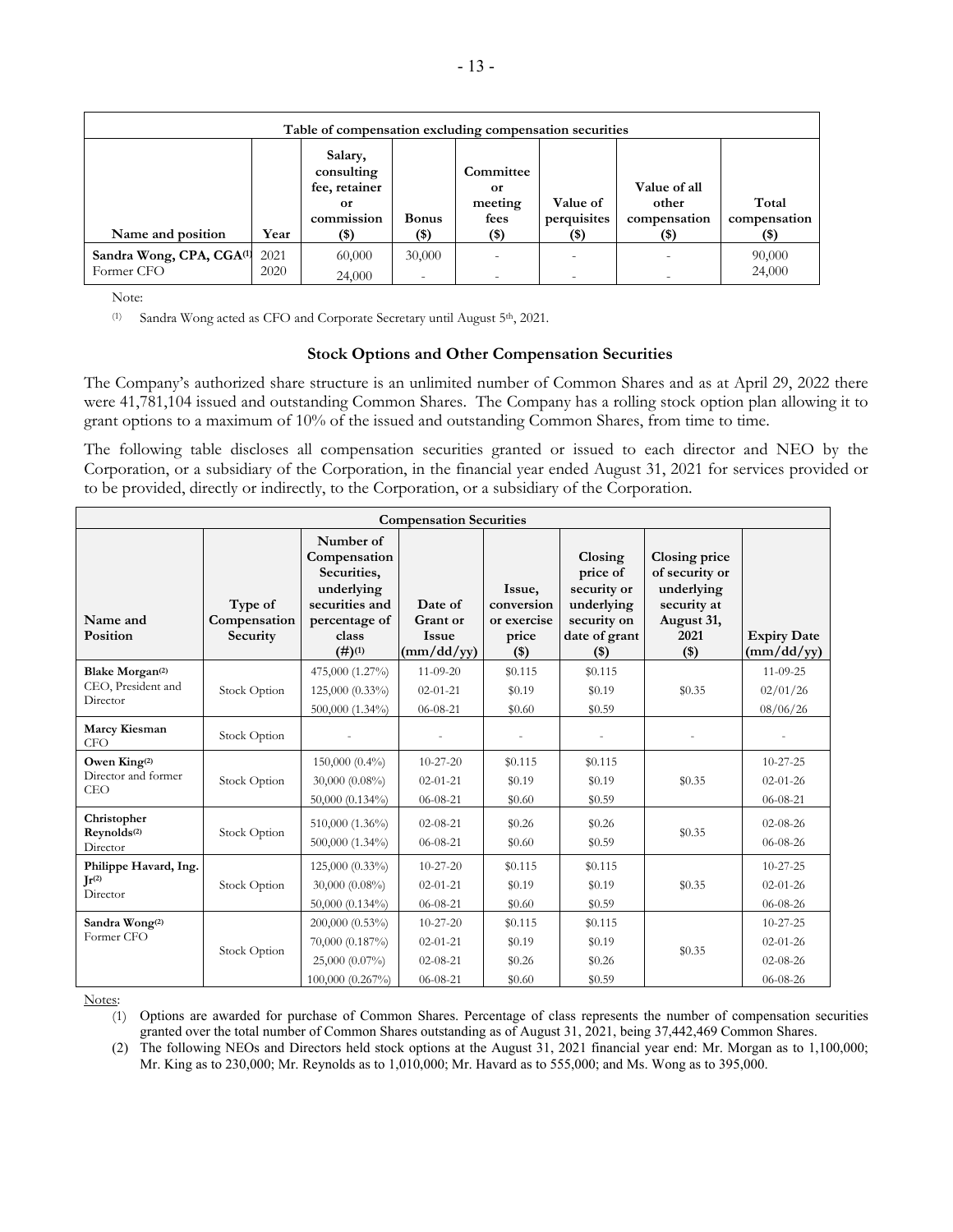| Table of compensation excluding compensation securities | | | | | | | |
|---|---|---|---|---|---|---|---|
| Name and position | Year | Salary, consulting fee, retainer or commission ($) | Bonus ($) | Committee or meeting fees ($) | Value of perquisites ($) | Value of all other compensation ($) | Total compensation ($) |
| **Sandra Wong, CPA, CGA**[(1)] Former CFO | 2021<br>2020 | 60,000<br>24,000 | 30,000<br>- | -<br>- | -<br>- | -<br>- | 90,000<br>24,000 |

Note:

(1) Sandra Wong acted as CFO and Corporate Secretary until August 5th, 2021.

### Stock Options and Other Compensation Securities

The Company's authorized share structure is an unlimited number of Common Shares and as at April 29, 2022 there were 41,781,104 issued and outstanding Common Shares. The Company has a rolling stock option plan allowing it to grant options to a maximum of 10% of the issued and outstanding Common Shares, from time to time.

The following table discloses all compensation securities granted or issued to each director and NEO by the Corporation, or a subsidiary of the Corporation, in the financial year ended August 31, 2021 for services provided or to be provided, directly or indirectly, to the Corporation, or a subsidiary of the Corporation.

| Compensation Securities | | | | | | | |
|---|---|---|---|---|---|---|---|
| Name and Position | Type of Compensation Security | Number of Compensation Securities, underlying securities and percentage of class (#)[(1)] | Date of Grant or Issue (mm/dd/yy) | Issue, conversion or exercise price ($) | Closing price of security or underlying security on date of grant ($) | Closing price of security or underlying security at August 31, 2021 ($) | Expiry Date (mm/dd/yy) |
| **Blake Morgan**[(2)] CEO, President and Director | Stock Option | 475,000 (1.27%)<br>125,000 (0.33%)<br>500,000 (1.34%) | 11-09-20<br>02-01-21<br>06-08-21 | $0.115<br>$0.19<br>$0.60 | $0.115<br>$0.19<br>$0.59 | $0.35 | 11-09-25<br>02/01/26<br>08/06/26 |
| **Marcy Kiesman** CFO | Stock Option | - | - | - | - | - | - |
| **Owen King**[(2)] Director and former CEO | Stock Option | 150,000 (0.4%)<br>30,000 (0.08%)<br>50,000 (0.134%) | 10-27-20<br>02-01-21<br>06-08-21 | $0.115<br>$0.19<br>$0.60 | $0.115<br>$0.19<br>$0.59 | $0.35 | 10-27-25<br>02-01-26<br>06-08-21 |
| **Christopher Reynolds**[(2)] Director | Stock Option | 510,000 (1.36%)<br>500,000 (1.34%) | 02-08-21<br>06-08-21 | $0.26<br>$0.60 | $0.26<br>$0.59 | $0.35 | 02-08-26<br>06-08-26 |
| **Philippe Havard, Ing. Jr**[(2)] Director | Stock Option | 125,000 (0.33%)<br>30,000 (0.08%)<br>50,000 (0.134%) | 10-27-20<br>02-01-21<br>06-08-21 | $0.115<br>$0.19<br>$0.60 | $0.115<br>$0.19<br>$0.59 | $0.35 | 10-27-25<br>02-01-26<br>06-08-26 |
| **Sandra Wong**[(2)] Former CFO | Stock Option | 200,000 (0.53%)<br>70,000 (0.187%)<br>25,000 (0.07%)<br>100,000 (0.267%) | 10-27-20<br>02-01-21<br>02-08-21<br>06-08-21 | $0.115<br>$0.19<br>$0.26<br>$0.60 | $0.115<br>$0.19<br>$0.26<br>$0.59 | $0.35 | 10-27-25<br>02-01-26<br>02-08-26<br>06-08-26 |

Notes:

(1) Options are awarded for purchase of Common Shares. Percentage of class represents the number of compensation securities granted over the total number of Common Shares outstanding as of August 31, 2021, being 37,442,469 Common Shares.

(2) The following NEOs and Directors held stock options at the August 31, 2021 financial year end: Mr. Morgan as to 1,100,000; Mr. King as to 230,000; Mr. Reynolds as to 1,010,000; Mr. Havard as to 555,000; and Ms. Wong as to 395,000.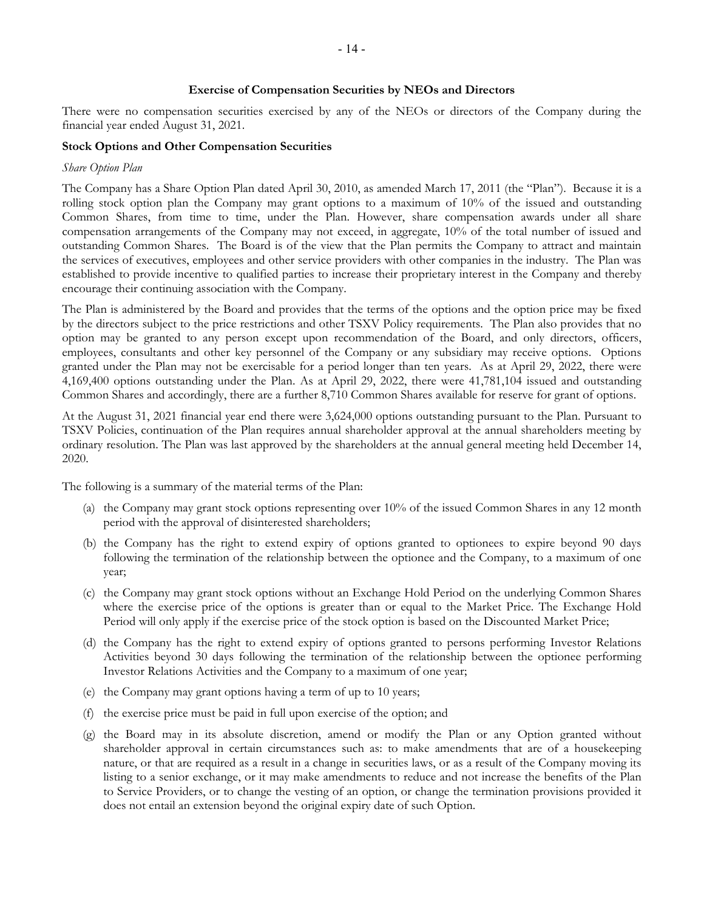### Exercise of Compensation Securities by NEOs and Directors

There were no compensation securities exercised by any of the NEOs or directors of the Company during the financial year ended August 31, 2021.

**Stock Options and Other Compensation Securities**

*Share Option Plan*

The Company has a Share Option Plan dated April 30, 2010, as amended March 17, 2011 (the "Plan"). Because it is a rolling stock option plan the Company may grant options to a maximum of 10% of the issued and outstanding Common Shares, from time to time, under the Plan. However, share compensation awards under all share compensation arrangements of the Company may not exceed, in aggregate, 10% of the total number of issued and outstanding Common Shares. The Board is of the view that the Plan permits the Company to attract and maintain the services of executives, employees and other service providers with other companies in the industry. The Plan was established to provide incentive to qualified parties to increase their proprietary interest in the Company and thereby encourage their continuing association with the Company.

The Plan is administered by the Board and provides that the terms of the options and the option price may be fixed by the directors subject to the price restrictions and other TSXV Policy requirements. The Plan also provides that no option may be granted to any person except upon recommendation of the Board, and only directors, officers, employees, consultants and other key personnel of the Company or any subsidiary may receive options. Options granted under the Plan may not be exercisable for a period longer than ten years. As at April 29, 2022, there were 4,169,400 options outstanding under the Plan. As at April 29, 2022, there were 41,781,104 issued and outstanding Common Shares and accordingly, there are a further 8,710 Common Shares available for reserve for grant of options.

At the August 31, 2021 financial year end there were 3,624,000 options outstanding pursuant to the Plan. Pursuant to TSXV Policies, continuation of the Plan requires annual shareholder approval at the annual shareholders meeting by ordinary resolution. The Plan was last approved by the shareholders at the annual general meeting held December 14, 2020.

The following is a summary of the material terms of the Plan:

(a) the Company may grant stock options representing over 10% of the issued Common Shares in any 12 month period with the approval of disinterested shareholders;

(b) the Company has the right to extend expiry of options granted to optionees to expire beyond 90 days following the termination of the relationship between the optionee and the Company, to a maximum of one year;

(c) the Company may grant stock options without an Exchange Hold Period on the underlying Common Shares where the exercise price of the options is greater than or equal to the Market Price. The Exchange Hold Period will only apply if the exercise price of the stock option is based on the Discounted Market Price;

(d) the Company has the right to extend expiry of options granted to persons performing Investor Relations Activities beyond 30 days following the termination of the relationship between the optionee performing Investor Relations Activities and the Company to a maximum of one year;

(e) the Company may grant options having a term of up to 10 years;

(f) the exercise price must be paid in full upon exercise of the option; and

(g) the Board may in its absolute discretion, amend or modify the Plan or any Option granted without shareholder approval in certain circumstances such as: to make amendments that are of a housekeeping nature, or that are required as a result in a change in securities laws, or as a result of the Company moving its listing to a senior exchange, or it may make amendments to reduce and not increase the benefits of the Plan to Service Providers, or to change the vesting of an option, or change the termination provisions provided it does not entail an extension beyond the original expiry date of such Option.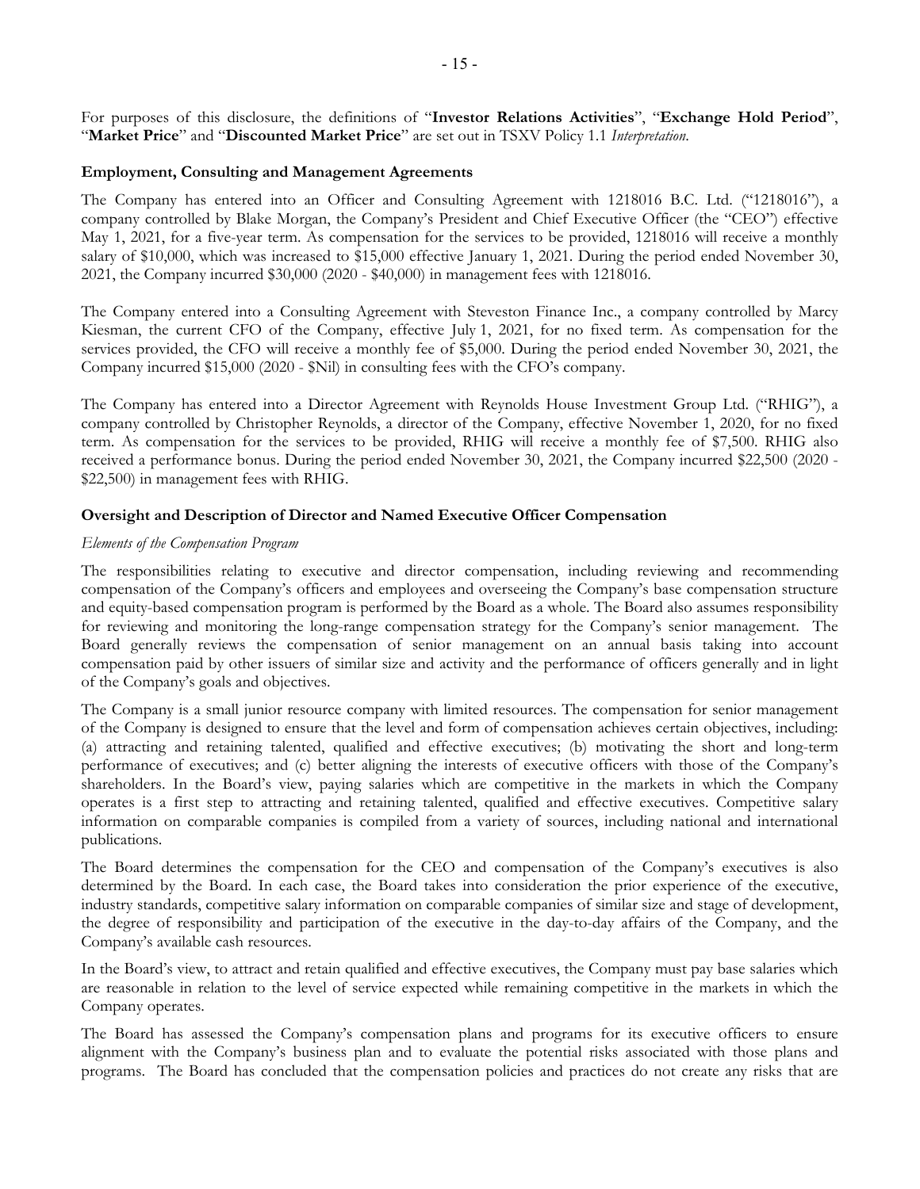For purposes of this disclosure, the definitions of "**Investor Relations Activities**", "**Exchange Hold Period**", "**Market Price**" and "**Discounted Market Price**" are set out in TSXV Policy 1.1 *Interpretation*.

**Employment, Consulting and Management Agreements**

The Company has entered into an Officer and Consulting Agreement with 1218016 B.C. Ltd. ("1218016"), a company controlled by Blake Morgan, the Company's President and Chief Executive Officer (the "CEO") effective May 1, 2021, for a five-year term. As compensation for the services to be provided, 1218016 will receive a monthly salary of $10,000, which was increased to $15,000 effective January 1, 2021. During the period ended November 30, 2021, the Company incurred $30,000 (2020 - $40,000) in management fees with 1218016.

The Company entered into a Consulting Agreement with Steveston Finance Inc., a company controlled by Marcy Kiesman, the current CFO of the Company, effective July 1, 2021, for no fixed term. As compensation for the services provided, the CFO will receive a monthly fee of $5,000. During the period ended November 30, 2021, the Company incurred $15,000 (2020 - $Nil) in consulting fees with the CFO's company.

The Company has entered into a Director Agreement with Reynolds House Investment Group Ltd. ("RHIG"), a company controlled by Christopher Reynolds, a director of the Company, effective November 1, 2020, for no fixed term. As compensation for the services to be provided, RHIG will receive a monthly fee of $7,500. RHIG also received a performance bonus. During the period ended November 30, 2021, the Company incurred $22,500 (2020 - $22,500) in management fees with RHIG.

**Oversight and Description of Director and Named Executive Officer Compensation**

*Elements of the Compensation Program*

The responsibilities relating to executive and director compensation, including reviewing and recommending compensation of the Company's officers and employees and overseeing the Company's base compensation structure and equity-based compensation program is performed by the Board as a whole. The Board also assumes responsibility for reviewing and monitoring the long-range compensation strategy for the Company's senior management. The Board generally reviews the compensation of senior management on an annual basis taking into account compensation paid by other issuers of similar size and activity and the performance of officers generally and in light of the Company's goals and objectives.

The Company is a small junior resource company with limited resources. The compensation for senior management of the Company is designed to ensure that the level and form of compensation achieves certain objectives, including: (a) attracting and retaining talented, qualified and effective executives; (b) motivating the short and long-term performance of executives; and (c) better aligning the interests of executive officers with those of the Company's shareholders. In the Board's view, paying salaries which are competitive in the markets in which the Company operates is a first step to attracting and retaining talented, qualified and effective executives. Competitive salary information on comparable companies is compiled from a variety of sources, including national and international publications.

The Board determines the compensation for the CEO and compensation of the Company's executives is also determined by the Board. In each case, the Board takes into consideration the prior experience of the executive, industry standards, competitive salary information on comparable companies of similar size and stage of development, the degree of responsibility and participation of the executive in the day-to-day affairs of the Company, and the Company's available cash resources.

In the Board's view, to attract and retain qualified and effective executives, the Company must pay base salaries which are reasonable in relation to the level of service expected while remaining competitive in the markets in which the Company operates.

The Board has assessed the Company's compensation plans and programs for its executive officers to ensure alignment with the Company's business plan and to evaluate the potential risks associated with those plans and programs. The Board has concluded that the compensation policies and practices do not create any risks that are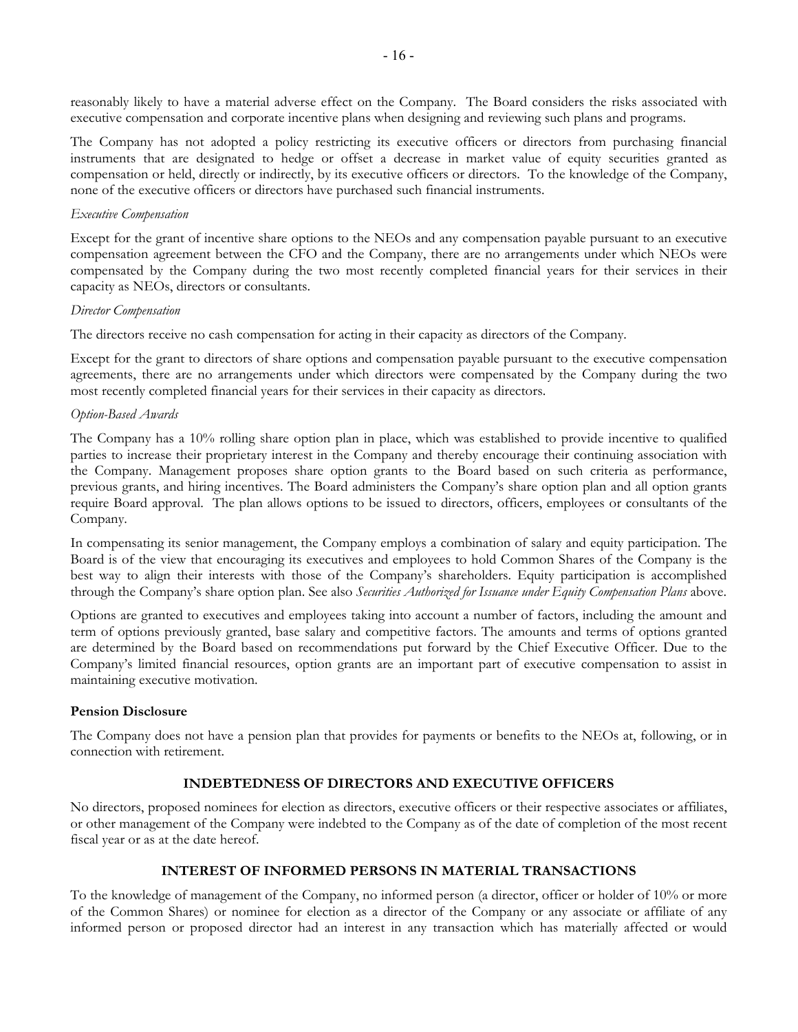reasonably likely to have a material adverse effect on the Company. The Board considers the risks associated with executive compensation and corporate incentive plans when designing and reviewing such plans and programs.

The Company has not adopted a policy restricting its executive officers or directors from purchasing financial instruments that are designated to hedge or offset a decrease in market value of equity securities granted as compensation or held, directly or indirectly, by its executive officers or directors. To the knowledge of the Company, none of the executive officers or directors have purchased such financial instruments.

*Executive Compensation*

Except for the grant of incentive share options to the NEOs and any compensation payable pursuant to an executive compensation agreement between the CFO and the Company, there are no arrangements under which NEOs were compensated by the Company during the two most recently completed financial years for their services in their capacity as NEOs, directors or consultants.

*Director Compensation*

The directors receive no cash compensation for acting in their capacity as directors of the Company.

Except for the grant to directors of share options and compensation payable pursuant to the executive compensation agreements, there are no arrangements under which directors were compensated by the Company during the two most recently completed financial years for their services in their capacity as directors.

*Option-Based Awards*

The Company has a 10% rolling share option plan in place, which was established to provide incentive to qualified parties to increase their proprietary interest in the Company and thereby encourage their continuing association with the Company. Management proposes share option grants to the Board based on such criteria as performance, previous grants, and hiring incentives. The Board administers the Company's share option plan and all option grants require Board approval. The plan allows options to be issued to directors, officers, employees or consultants of the Company.

In compensating its senior management, the Company employs a combination of salary and equity participation. The Board is of the view that encouraging its executives and employees to hold Common Shares of the Company is the best way to align their interests with those of the Company's shareholders. Equity participation is accomplished through the Company's share option plan. See also *Securities Authorized for Issuance under Equity Compensation Plans* above.

Options are granted to executives and employees taking into account a number of factors, including the amount and term of options previously granted, base salary and competitive factors. The amounts and terms of options granted are determined by the Board based on recommendations put forward by the Chief Executive Officer. Due to the Company's limited financial resources, option grants are an important part of executive compensation to assist in maintaining executive motivation.

**Pension Disclosure**

The Company does not have a pension plan that provides for payments or benefits to the NEOs at, following, or in connection with retirement.

## INDEBTEDNESS OF DIRECTORS AND EXECUTIVE OFFICERS

No directors, proposed nominees for election as directors, executive officers or their respective associates or affiliates, or other management of the Company were indebted to the Company as of the date of completion of the most recent fiscal year or as at the date hereof.

## INTEREST OF INFORMED PERSONS IN MATERIAL TRANSACTIONS

To the knowledge of management of the Company, no informed person (a director, officer or holder of 10% or more of the Common Shares) or nominee for election as a director of the Company or any associate or affiliate of any informed person or proposed director had an interest in any transaction which has materially affected or would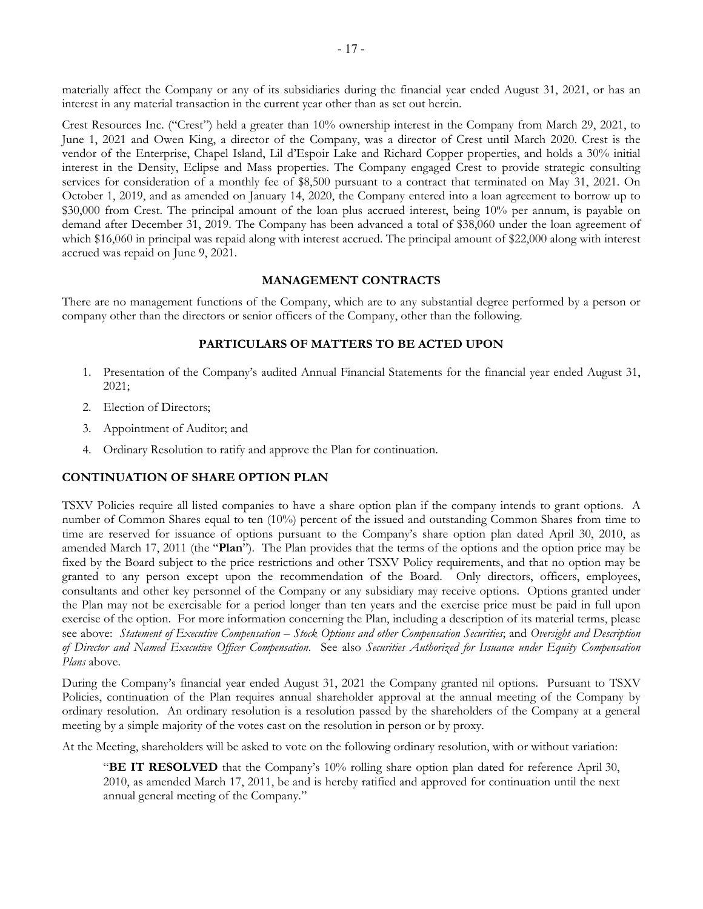materially affect the Company or any of its subsidiaries during the financial year ended August 31, 2021, or has an interest in any material transaction in the current year other than as set out herein.

Crest Resources Inc. ("Crest") held a greater than 10% ownership interest in the Company from March 29, 2021, to June 1, 2021 and Owen King, a director of the Company, was a director of Crest until March 2020. Crest is the vendor of the Enterprise, Chapel Island, Lil d'Espoir Lake and Richard Copper properties, and holds a 30% initial interest in the Density, Eclipse and Mass properties. The Company engaged Crest to provide strategic consulting services for consideration of a monthly fee of $8,500 pursuant to a contract that terminated on May 31, 2021. On October 1, 2019, and as amended on January 14, 2020, the Company entered into a loan agreement to borrow up to $30,000 from Crest. The principal amount of the loan plus accrued interest, being 10% per annum, is payable on demand after December 31, 2019. The Company has been advanced a total of $38,060 under the loan agreement of which $16,060 in principal was repaid along with interest accrued. The principal amount of $22,000 along with interest accrued was repaid on June 9, 2021.

## MANAGEMENT CONTRACTS

There are no management functions of the Company, which are to any substantial degree performed by a person or company other than the directors or senior officers of the Company, other than the following.

## PARTICULARS OF MATTERS TO BE ACTED UPON

1. Presentation of the Company's audited Annual Financial Statements for the financial year ended August 31, 2021;
2. Election of Directors;
3. Appointment of Auditor; and
4. Ordinary Resolution to ratify and approve the Plan for continuation.

## CONTINUATION OF SHARE OPTION PLAN

TSXV Policies require all listed companies to have a share option plan if the company intends to grant options. A number of Common Shares equal to ten (10%) percent of the issued and outstanding Common Shares from time to time are reserved for issuance of options pursuant to the Company's share option plan dated April 30, 2010, as amended March 17, 2011 (the "**Plan**"). The Plan provides that the terms of the options and the option price may be fixed by the Board subject to the price restrictions and other TSXV Policy requirements, and that no option may be granted to any person except upon the recommendation of the Board. Only directors, officers, employees, consultants and other key personnel of the Company or any subsidiary may receive options. Options granted under the Plan may not be exercisable for a period longer than ten years and the exercise price must be paid in full upon exercise of the option. For more information concerning the Plan, including a description of its material terms, please see above: *Statement of Executive Compensation – Stock Options and other Compensation Securities*; and *Oversight and Description of Director and Named Executive Officer Compensation*. See also *Securities Authorized for Issuance under Equity Compensation Plans* above.

During the Company's financial year ended August 31, 2021 the Company granted nil options. Pursuant to TSXV Policies, continuation of the Plan requires annual shareholder approval at the annual meeting of the Company by ordinary resolution. An ordinary resolution is a resolution passed by the shareholders of the Company at a general meeting by a simple majority of the votes cast on the resolution in person or by proxy.

At the Meeting, shareholders will be asked to vote on the following ordinary resolution, with or without variation:

> "**BE IT RESOLVED** that the Company's 10% rolling share option plan dated for reference April 30, 2010, as amended March 17, 2011, be and is hereby ratified and approved for continuation until the next annual general meeting of the Company."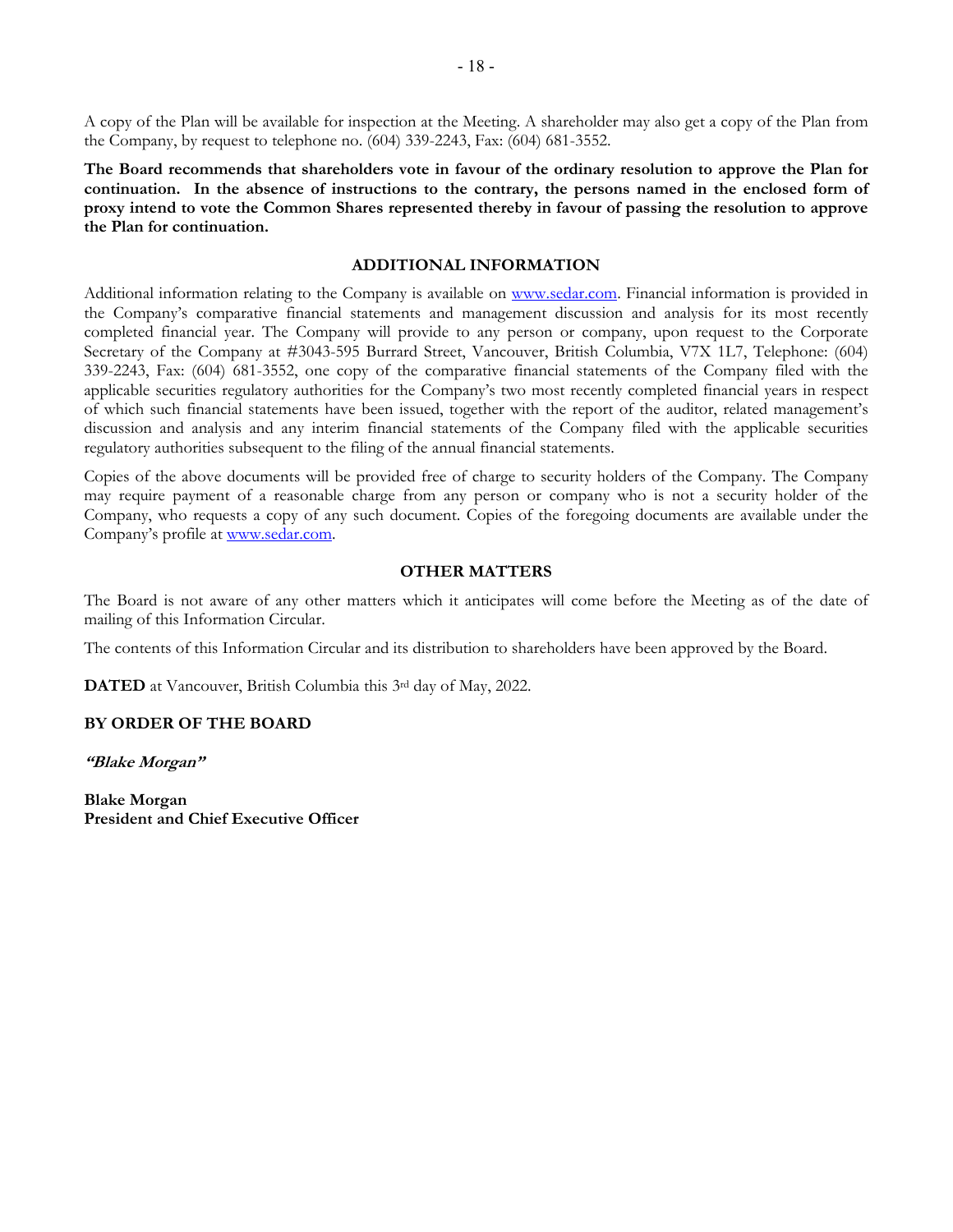A copy of the Plan will be available for inspection at the Meeting. A shareholder may also get a copy of the Plan from the Company, by request to telephone no. (604) 339-2243, Fax: (604) 681-3552.

**The Board recommends that shareholders vote in favour of the ordinary resolution to approve the Plan for continuation. In the absence of instructions to the contrary, the persons named in the enclosed form of proxy intend to vote the Common Shares represented thereby in favour of passing the resolution to approve the Plan for continuation.**

## ADDITIONAL INFORMATION

Additional information relating to the Company is available on www.sedar.com. Financial information is provided in the Company's comparative financial statements and management discussion and analysis for its most recently completed financial year. The Company will provide to any person or company, upon request to the Corporate Secretary of the Company at #3043-595 Burrard Street, Vancouver, British Columbia, V7X 1L7, Telephone: (604) 339-2243, Fax: (604) 681-3552, one copy of the comparative financial statements of the Company filed with the applicable securities regulatory authorities for the Company's two most recently completed financial years in respect of which such financial statements have been issued, together with the report of the auditor, related management's discussion and analysis and any interim financial statements of the Company filed with the applicable securities regulatory authorities subsequent to the filing of the annual financial statements.

Copies of the above documents will be provided free of charge to security holders of the Company. The Company may require payment of a reasonable charge from any person or company who is not a security holder of the Company, who requests a copy of any such document. Copies of the foregoing documents are available under the Company's profile at www.sedar.com.

## OTHER MATTERS

The Board is not aware of any other matters which it anticipates will come before the Meeting as of the date of mailing of this Information Circular.

The contents of this Information Circular and its distribution to shareholders have been approved by the Board.

**DATED** at Vancouver, British Columbia this 3rd day of May, 2022.

**BY ORDER OF THE BOARD**

***"Blake Morgan"***

**Blake Morgan**
**President and Chief Executive Officer**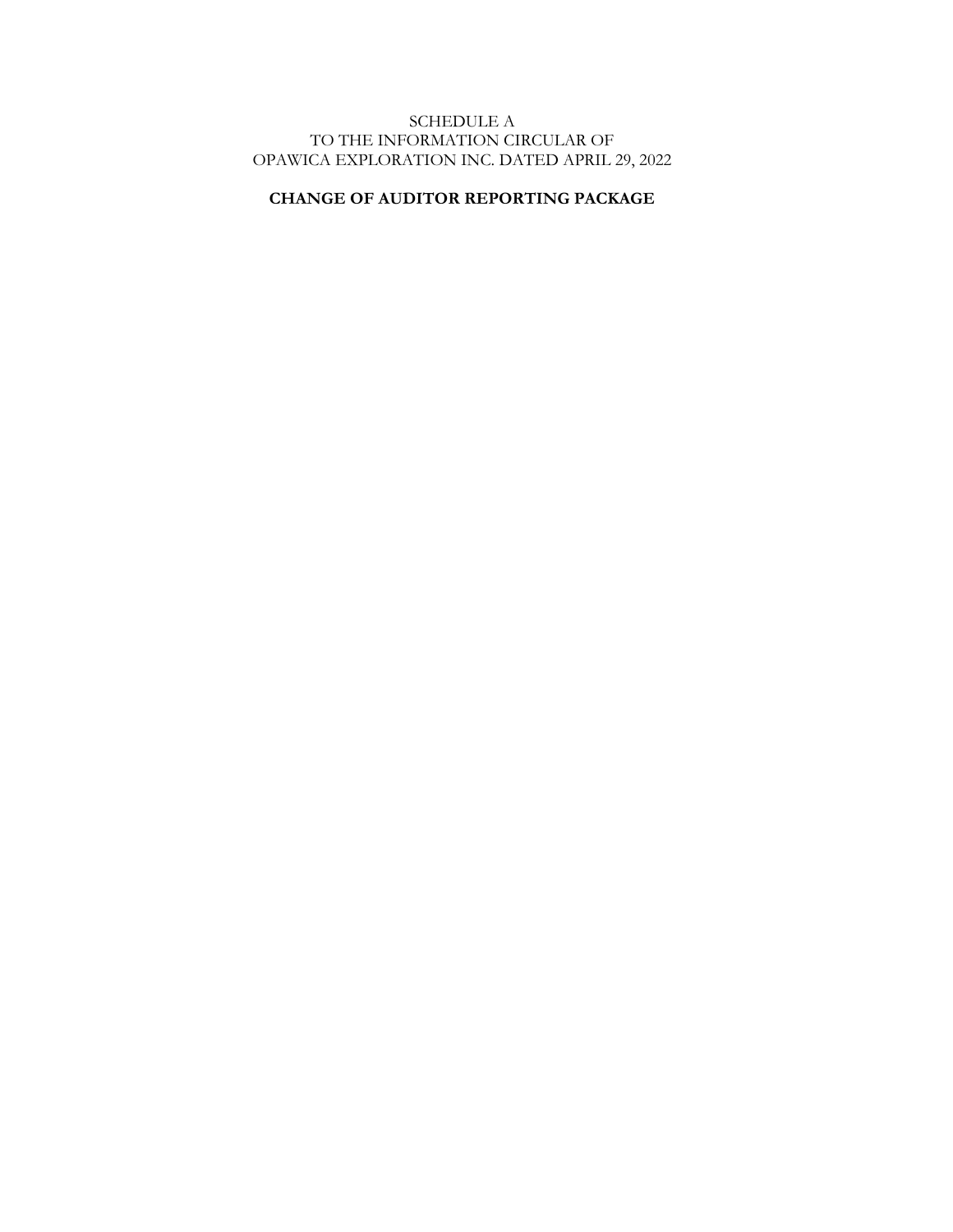SCHEDULE A
TO THE INFORMATION CIRCULAR OF
OPAWICA EXPLORATION INC. DATED APRIL 29, 2022

**CHANGE OF AUDITOR REPORTING PACKAGE**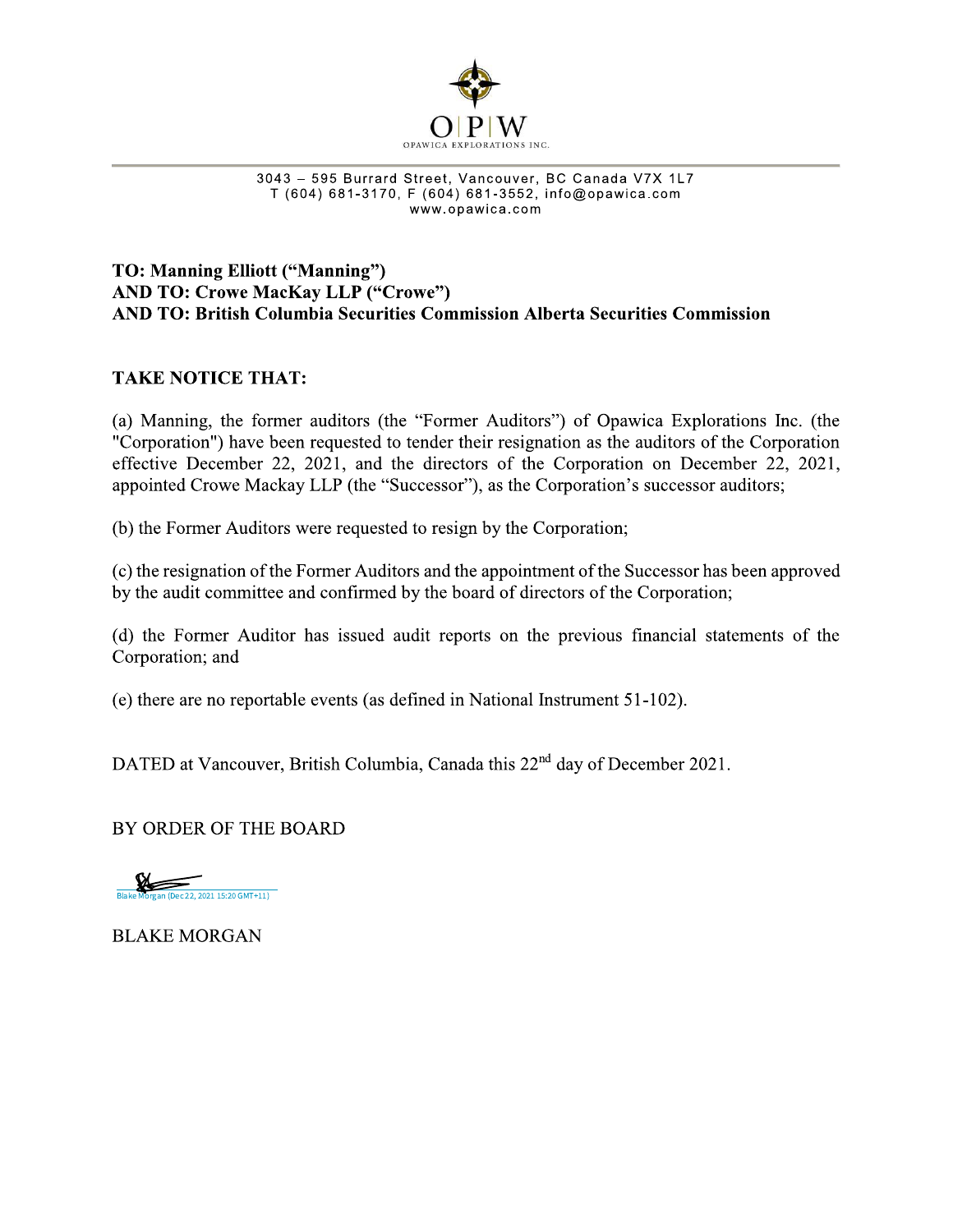OPAWICA EXPLORATIONS INC.

3043 – 595 Burrard Street, Vancouver, BC Canada V7X 1L7
T (604) 681-3170, F (604) 681-3552, info@opawica.com
www.opawica.com

**TO: Manning Elliott ("Manning")**
**AND TO: Crowe MacKay LLP ("Crowe")**
**AND TO: British Columbia Securities Commission Alberta Securities Commission**

**TAKE NOTICE THAT:**

(a) Manning, the former auditors (the "Former Auditors") of Opawica Explorations Inc. (the "Corporation") have been requested to tender their resignation as the auditors of the Corporation effective December 22, 2021, and the directors of the Corporation on December 22, 2021, appointed Crowe Mackay LLP (the "Successor"), as the Corporation's successor auditors;

(b) the Former Auditors were requested to resign by the Corporation;

(c) the resignation of the Former Auditors and the appointment of the Successor has been approved by the audit committee and confirmed by the board of directors of the Corporation;

(d) the Former Auditor has issued audit reports on the previous financial statements of the Corporation; and

(e) there are no reportable events (as defined in National Instrument 51-102).

DATED at Vancouver, British Columbia, Canada this 22nd day of December 2021.

BY ORDER OF THE BOARD

Blake Morgan (Dec 22, 2021 15:20 GMT+11)

BLAKE MORGAN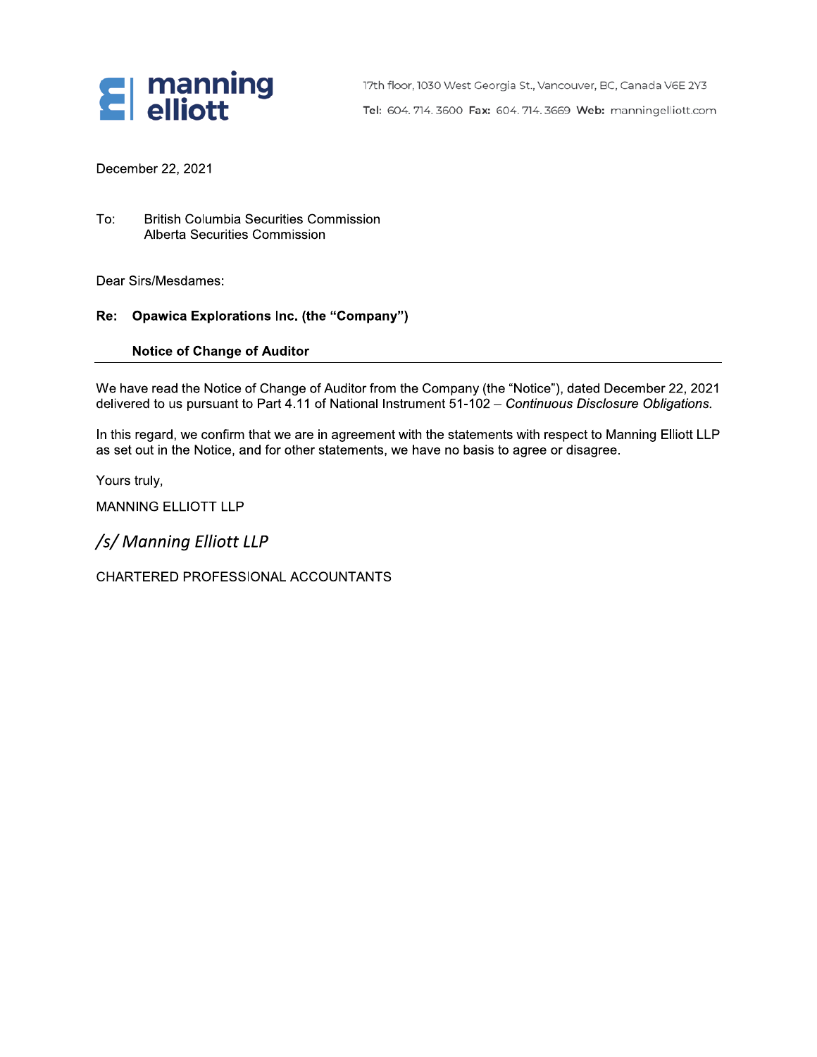**manning elliott**

17th floor, 1030 West Georgia St., Vancouver, BC, Canada V6E 2Y3

**Tel:** 604. 714. 3600 **Fax:** 604. 714. 3669 **Web:** manningelliott.com

December 22, 2021

To: British Columbia Securities Commission
Alberta Securities Commission

Dear Sirs/Mesdames:

**Re: Opawica Explorations Inc. (the "Company")**

**Notice of Change of Auditor**

---

We have read the Notice of Change of Auditor from the Company (the "Notice"), dated December 22, 2021 delivered to us pursuant to Part 4.11 of National Instrument 51-102 – *Continuous Disclosure Obligations.*

In this regard, we confirm that we are in agreement with the statements with respect to Manning Elliott LLP as set out in the Notice, and for other statements, we have no basis to agree or disagree.

Yours truly,

MANNING ELLIOTT LLP

*/s/ Manning Elliott LLP*

CHARTERED PROFESSIONAL ACCOUNTANTS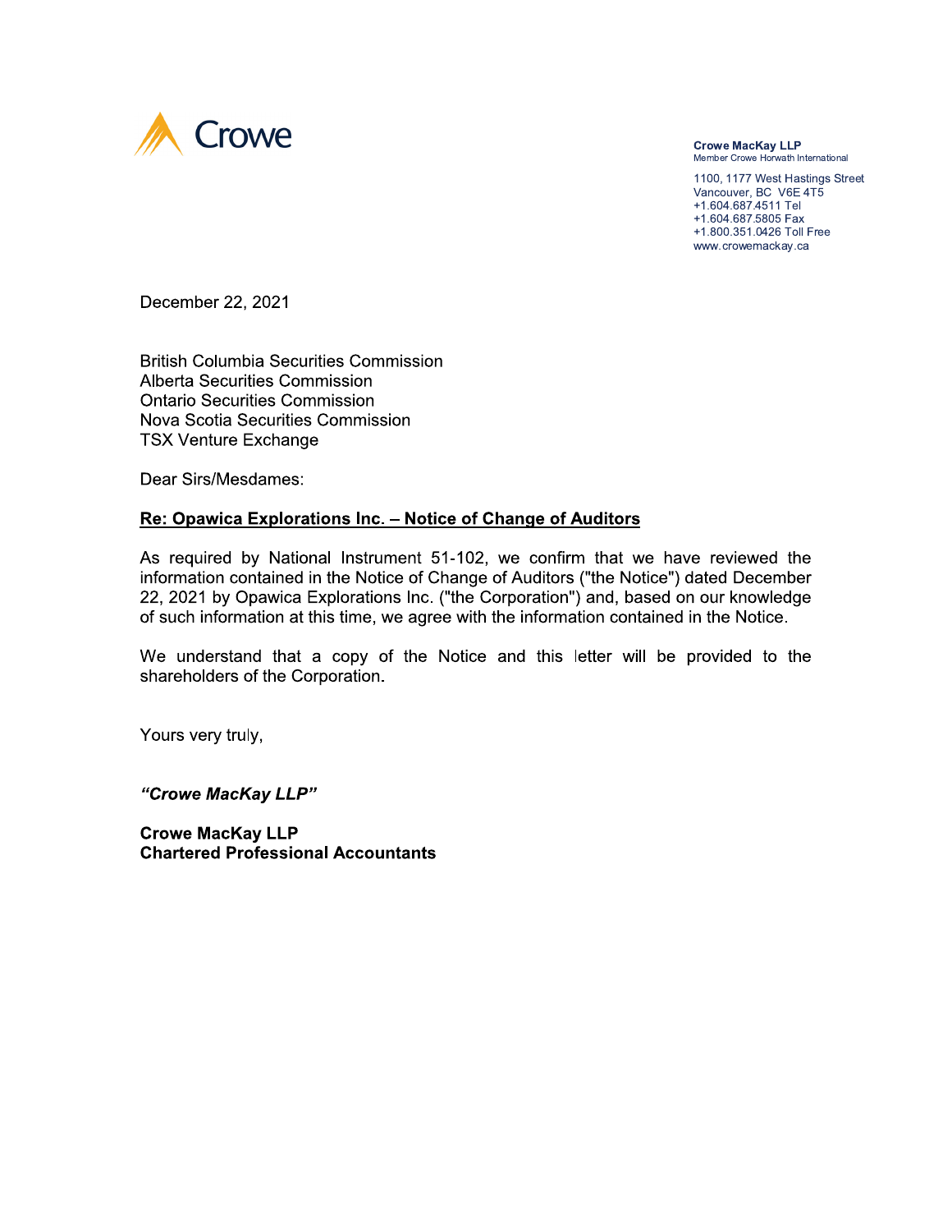Crowe

**Crowe MacKay LLP**
Member Crowe Horwath International

1100, 1177 West Hastings Street
Vancouver, BC V6E 4T5
+1.604.687.4511 Tel
+1.604.687.5805 Fax
+1.800.351.0426 Toll Free
www.crowemackay.ca

December 22, 2021

British Columbia Securities Commission
Alberta Securities Commission
Ontario Securities Commission
Nova Scotia Securities Commission
TSX Venture Exchange

Dear Sirs/Mesdames:

**Re: Opawica Explorations Inc. – Notice of Change of Auditors**

As required by National Instrument 51-102, we confirm that we have reviewed the information contained in the Notice of Change of Auditors ("the Notice") dated December 22, 2021 by Opawica Explorations Inc. ("the Corporation") and, based on our knowledge of such information at this time, we agree with the information contained in the Notice.

We understand that a copy of the Notice and this letter will be provided to the shareholders of the Corporation.

Yours very truly,

***"Crowe MacKay LLP"***

**Crowe MacKay LLP**
**Chartered Professional Accountants**